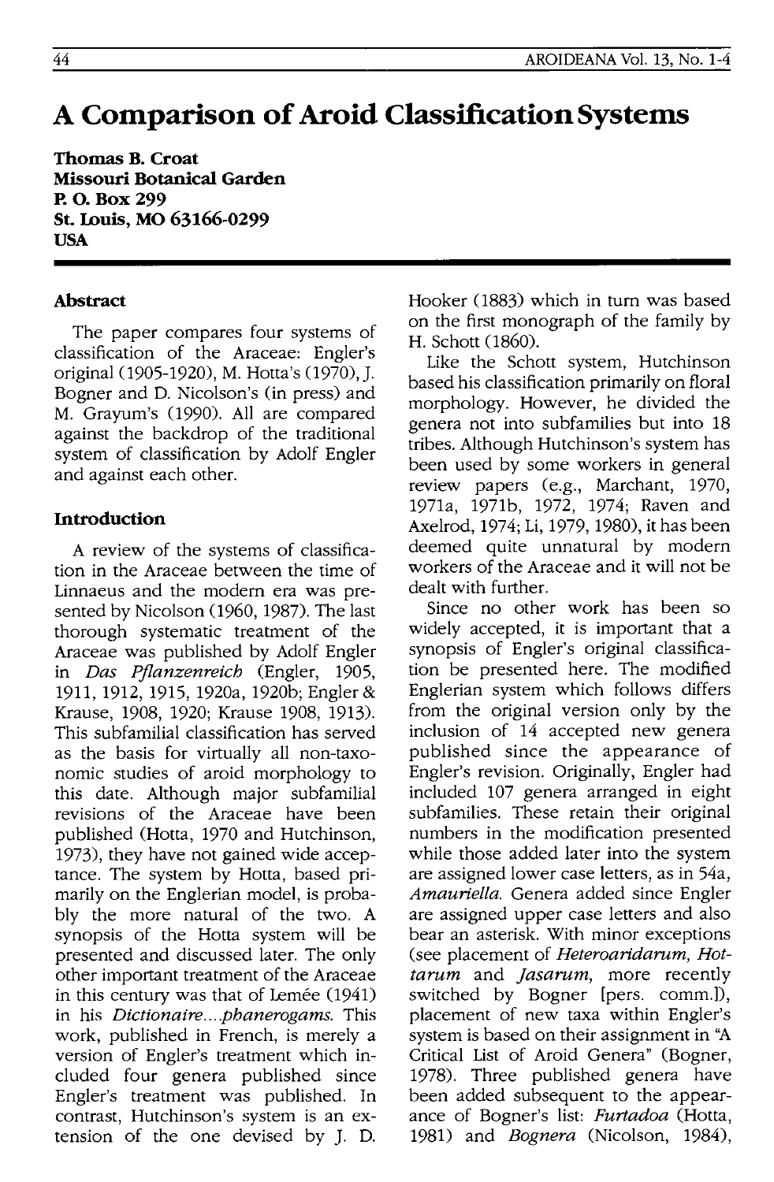# A Comparison of Aroid Classification Systems

**Thomas B. Croat**
**Missouri Botanical Garden**
**P. O. Box 299**
**St. Louis, MO 63166-0299**
**USA**

## Abstract

The paper compares four systems of classification of the Araceae: Engler's original (1905-1920), M. Hotta's (1970), J. Bogner and D. Nicolson's (in press) and M. Grayum's (1990). All are compared against the backdrop of the traditional system of classification by Adolf Engler and against each other.

## Introduction

A review of the systems of classification in the Araceae between the time of Linnaeus and the modern era was presented by Nicolson (1960, 1987). The last thorough systematic treatment of the Araceae was published by Adolf Engler in *Das Pflanzenreich* (Engler, 1905, 1911, 1912, 1915, 1920a, 1920b; Engler & Krause, 1908, 1920; Krause 1908, 1913). This subfamilial classification has served as the basis for virtually all non-taxonomic studies of aroid morphology to this date. Although major subfamilial revisions of the Araceae have been published (Hotta, 1970 and Hutchinson, 1973), they have not gained wide acceptance. The system by Hotta, based primarily on the Englerian model, is probably the more natural of the two. A synopsis of the Hotta system will be presented and discussed later. The only other important treatment of the Araceae in this century was that of Lemée (1941) in his *Dictionaire....phanerogams*. This work, published in French, is merely a version of Engler's treatment which included four genera published since Engler's treatment was published. In contrast, Hutchinson's system is an extension of the one devised by J. D. Hooker (1883) which in turn was based on the first monograph of the family by H. Schott (1860).

Like the Schott system, Hutchinson based his classification primarily on floral morphology. However, he divided the genera not into subfamilies but into 18 tribes. Although Hutchinson's system has been used by some workers in general review papers (e.g., Marchant, 1970, 1971a, 1971b, 1972, 1974; Raven and Axelrod, 1974; Li, 1979, 1980), it has been deemed quite unnatural by modern workers of the Araceae and it will not be dealt with further.

Since no other work has been so widely accepted, it is important that a synopsis of Engler's original classification be presented here. The modified Englerian system which follows differs from the original version only by the inclusion of 14 accepted new genera published since the appearance of Engler's revision. Originally, Engler had included 107 genera arranged in eight subfamilies. These retain their original numbers in the modification presented while those added later into the system are assigned lower case letters, as in 54a, *Amauriella*. Genera added since Engler are assigned upper case letters and also bear an asterisk. With minor exceptions (see placement of *Heteroaridarum*, *Hottarum* and *Jasarum*, more recently switched by Bogner [pers. comm.]), placement of new taxa within Engler's system is based on their assignment in "A Critical List of Aroid Genera" (Bogner, 1978). Three published genera have been added subsequent to the appearance of Bogner's list: *Furtadoa* (Hotta, 1981) and *Bognera* (Nicolson, 1984),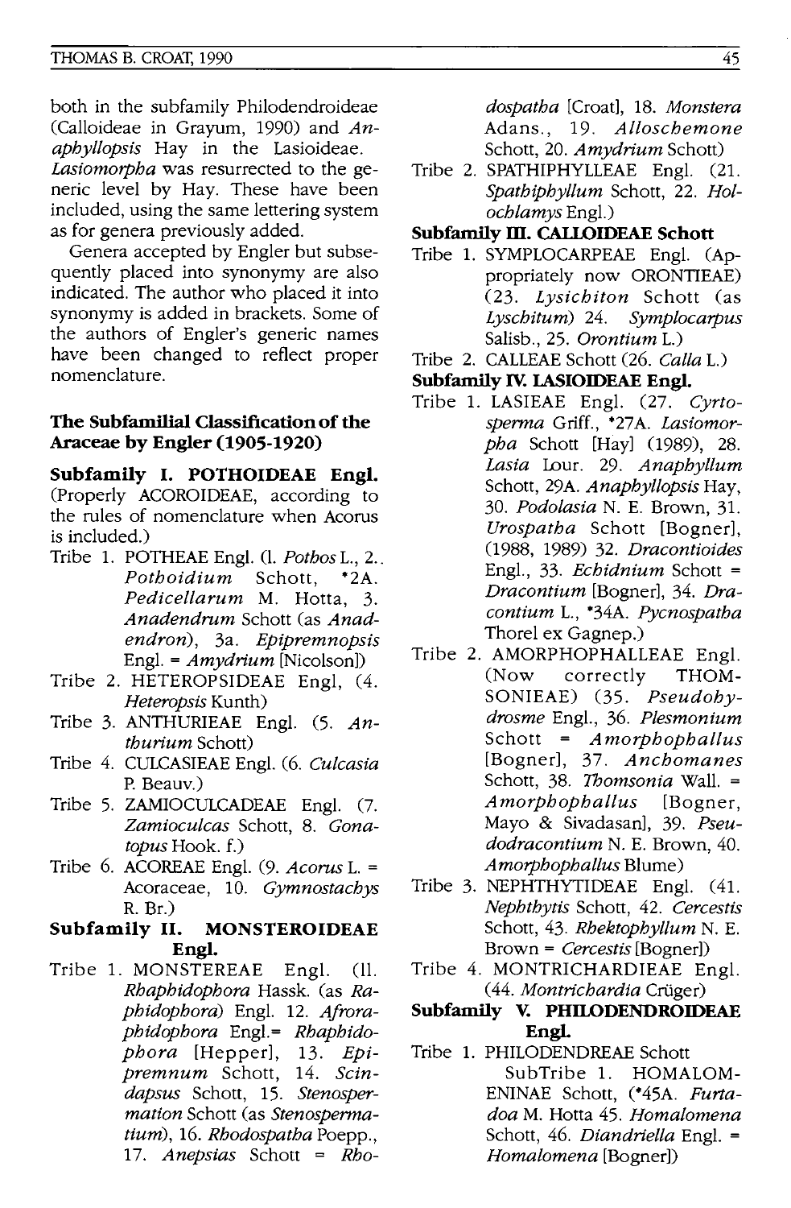both in the subfamily Philodendroideae (Calloideae in Grayum, 1990) and *Anaphyllopsis* Hay in the Lasioideae. *Lasiomorpha* was resurrected to the generic level by Hay. These have been included, using the same lettering system as for genera previously added.

Genera accepted by Engler but subsequently placed into synonymy are also indicated. The author who placed it into synonymy is added in brackets. Some of the authors of Engler's generic names have been changed to reflect proper nomenclature.

### The Subfamilial Classification of the Araceae by Engler (1905-1920)

**Subfamily I. POTHOIDEAE Engl.** (Properly ACOROIDEAE, according to the rules of nomenclature when Acorus is included.)

- Tribe 1. POTHEAE Engl. (1. *Pothos* L., 2. *Pothoidium* Schott, *2A. *Pedicellarum* M. Hotta, 3. *Anadendrum* Schott (as *Anadendron*), 3a. *Epipremnopsis* Engl. = *Amydrium* [Nicolson])
- Tribe 2. HETEROPSIDEAE Engl, (4. *Heteropsis* Kunth)
- Tribe 3. ANTHURIEAE Engl. (5. *Anthurium* Schott)
- Tribe 4. CULCASIEAE Engl. (6. *Culcasia* P. Beauv.)
- Tribe 5. ZAMIOCULCADEAE Engl. (7. *Zamioculcas* Schott, 8. *Gonatopus* Hook. f.)
- Tribe 6. ACOREAE Engl. (9. *Acorus* L. = Acoraceae, 10. *Gymnostachys* R. Br.)

**Subfamily II. MONSTEROIDEAE Engl.**

- Tribe 1. MONSTEREAE Engl. (11. *Rhaphidophora* Hassk. (as *Raphidophora*) Engl. 12. *Afroraphidophora* Engl.= *Rhaphidophora* [Hepper], 13. *Epipremnum* Schott, 14. *Scindapsus* Schott, 15. *Stenospermation* Schott (as *Stenospermatium*), 16. *Rhodospatha* Poepp., 17. *Anepsias* Schott = *Rhodospatha* [Croat], 18. *Monstera* Adans., 19. *Alloschemone* Schott, 20. *Amydrium* Schott)
- Tribe 2. SPATHIPHYLLEAE Engl. (21. *Spathiphyllum* Schott, 22. *Holochlamys* Engl.)

**Subfamily III. CALLOIDEAE Schott**

- Tribe 1. SYMPLOCARPEAE Engl. (Appropriately now ORONTIEAE) (23. *Lysichiton* Schott (as *Lyschitum*) 24. *Symplocarpus* Salisb., 25. *Orontium* L.)
- Tribe 2. CALLEAE Schott (26. *Calla* L.)

**Subfamily IV. LASIOIDEAE Engl.**

- Tribe 1. LASIEAE Engl. (27. *Cyrtosperma* Griff., *27A. *Lasiomorpha* Schott [Hay] (1989), 28. *Lasia* Lour. 29. *Anaphyllum* Schott, 29A. *Anaphyllopsis* Hay, 30. *Podolasia* N. E. Brown, 31. *Urospatha* Schott [Bogner], (1988, 1989) 32. *Dracontioides* Engl., 33. *Echidnium* Schott = *Dracontium* [Bogner], 34. *Dracontium* L., *34A. *Pycnospatha* Thorel ex Gagnep.)
- Tribe 2. AMORPHOPHALLEAE Engl. (Now correctly THOMSONIEAE) (35. *Pseudohydrosme* Engl., 36. *Plesmonium* Schott = *Amorphophallus* [Bogner], 37. *Anchomanes* Schott, 38. *Thomsonia* Wall. = *Amorphophallus* [Bogner, Mayo & Sivadasan], 39. *Pseudodracontium* N. E. Brown, 40. *Amorphophallus* Blume)
- Tribe 3. NEPHTHYTIDEAE Engl. (41. *Nephthytis* Schott, 42. *Cercestis* Schott, 43. *Rhektophyllum* N. E. Brown = *Cercestis* [Bogner])
- Tribe 4. MONTRICHARDIEAE Engl. (44. *Montrichardia* Crüger)

**Subfamily V. PHILODENDROIDEAE Engl.**

- Tribe 1. PHILODENDREAE Schott
  - SubTribe 1. HOMALOMENINAE Schott, (*45A. *Furtadoa* M. Hotta 45. *Homalomena* Schott, 46. *Diandriella* Engl. = *Homalomena* [Bogner])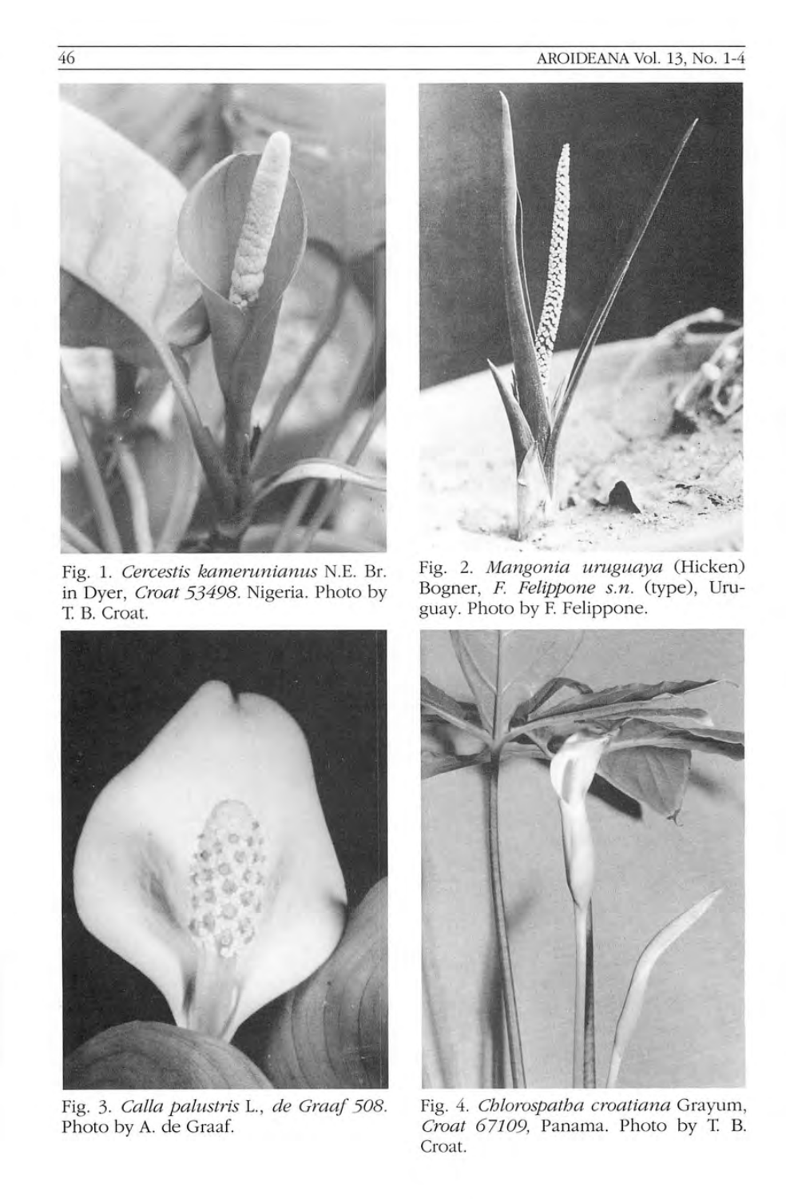Fig. 1. *Cercestis kamerunianus* N.E. Br. in Dyer, *Croat 53498*. Nigeria. Photo by T. B. Croat.

Fig. 2. *Mangonia uruguaya* (Hicken) Bogner, *F. Felippone s.n.* (type), Uruguay. Photo by F. Felippone.

Fig. 3. *Calla palustris* L., *de Graaf 508*. Photo by A. de Graaf.

Fig. 4. *Chlorospatha croatiana* Grayum, *Croat 67109*, Panama. Photo by T. B. Croat.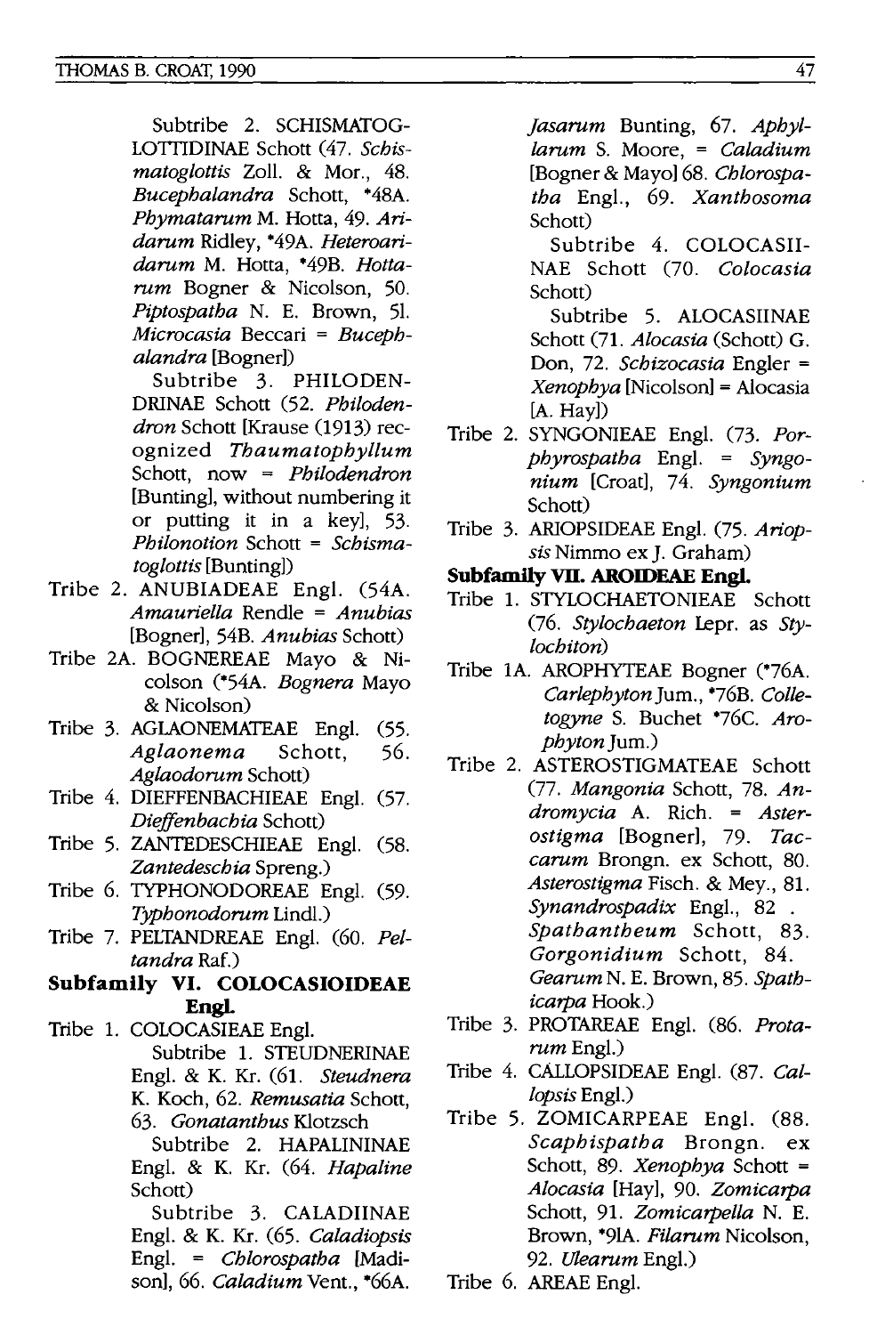Subtribe 2. SCHISMATOGLOTTIDINAE Schott (47. *Schismatoglottis* Zoll. & Mor., 48. *Bucephalandra* Schott, *48A. *Phymatarum* M. Hotta, 49. *Aridarum* Ridley, *49A. *Heteroaridarum* M. Hotta, *49B. *Hottarum* Bogner & Nicolson, 50. *Piptospatha* N. E. Brown, 51. *Microcasia* Beccari = *Bucephalandra* [Bogner])

Subtribe 3. PHILODENDRINAE Schott (52. *Philodendron* Schott [Krause (1913) recognized *Thaumatophyllum* Schott, now = *Philodendron* [Bunting], without numbering it or putting it in a key], 53. *Philonotion* Schott = *Schismatoglottis* [Bunting])

Tribe 2. ANUBIADEAE Engl. (54A. *Amauriella* Rendle = *Anubias* [Bogner], 54B. *Anubias* Schott)

Tribe 2A. BOGNEREAE Mayo & Nicolson (*54A. *Bognera* Mayo & Nicolson)

Tribe 3. AGLAONEMATEAE Engl. (55. *Aglaonema* Schott, 56. *Aglaodorum* Schott)

Tribe 4. DIEFFENBACHIEAE Engl. (57. *Dieffenbachia* Schott)

Tribe 5. ZANTEDESCHIEAE Engl. (58. *Zantedeschia* Spreng.)

Tribe 6. TYPHONODOREAE Engl. (59. *Typhonodorum* Lindl.)

Tribe 7. PELTANDREAE Engl. (60. *Peltandra* Raf.)

**Subfamily VI. COLOCASIOIDEAE Engl.**

Tribe 1. COLOCASIEAE Engl.

Subtribe 1. STEUDNERINAE Engl. & K. Kr. (61. *Steudnera* K. Koch, 62. *Remusatia* Schott, 63. *Gonatanthus* Klotzsch

Subtribe 2. HAPALININAE Engl. & K. Kr. (64. *Hapaline* Schott)

Subtribe 3. CALADIINAE Engl. & K. Kr. (65. *Caladiopsis* Engl. = *Chlorospatha* [Madison], 66. *Caladium* Vent., *66A. *Jasarum* Bunting, 67. *Aphyllarum* S. Moore, = *Caladium* [Bogner & Mayo] 68. *Chlorospatha* Engl., 69. *Xanthosoma* Schott)

Subtribe 4. COLOCASIINAE Schott (70. *Colocasia* Schott)

Subtribe 5. ALOCASIINAE Schott (71. *Alocasia* (Schott) G. Don, 72. *Schizocasia* Engler = *Xenophya* [Nicolson] = Alocasia [A. Hay])

Tribe 2. SYNGONIEAE Engl. (73. *Porphyrospatha* Engl. = *Syngonium* [Croat], 74. *Syngonium* Schott)

Tribe 3. ARIOPSIDEAE Engl. (75. *Ariopsis* Nimmo ex J. Graham)

**Subfamily VII. AROIDEAE Engl.**

Tribe 1. STYLOCHAETONIEAE Schott (76. *Stylochaeton* Lepr. as *Stylochiton*)

Tribe 1A. AROPHYTEAE Bogner (*76A. *Carlephyton* Jum., *76B. *Colletogyne* S. Buchet *76C. *Arophyton* Jum.)

Tribe 2. ASTEROSTIGMATEAE Schott (77. *Mangonia* Schott, 78. *Andromycia* A. Rich. = *Asterostigma* [Bogner], 79. *Taccarum* Brongn. ex Schott, 80. *Asterostigma* Fisch. & Mey., 81. *Synandrospadix* Engl., 82 . *Spathantheum* Schott, 83. *Gorgonidium* Schott, 84. *Gearum* N. E. Brown, 85. *Spathicarpa* Hook.)

Tribe 3. PROTAREAE Engl. (86. *Protarum* Engl.)

Tribe 4. CALLOPSIDEAE Engl. (87. *Callopsis* Engl.)

Tribe 5. ZOMICARPEAE Engl. (88. *Scaphispatha* Brongn. ex Schott, 89. *Xenophya* Schott = *Alocasia* [Hay], 90. *Zomicarpa* Schott, 91. *Zomicarpella* N. E. Brown, *91A. *Filarum* Nicolson, 92. *Ulearum* Engl.)

Tribe 6. AREAE Engl.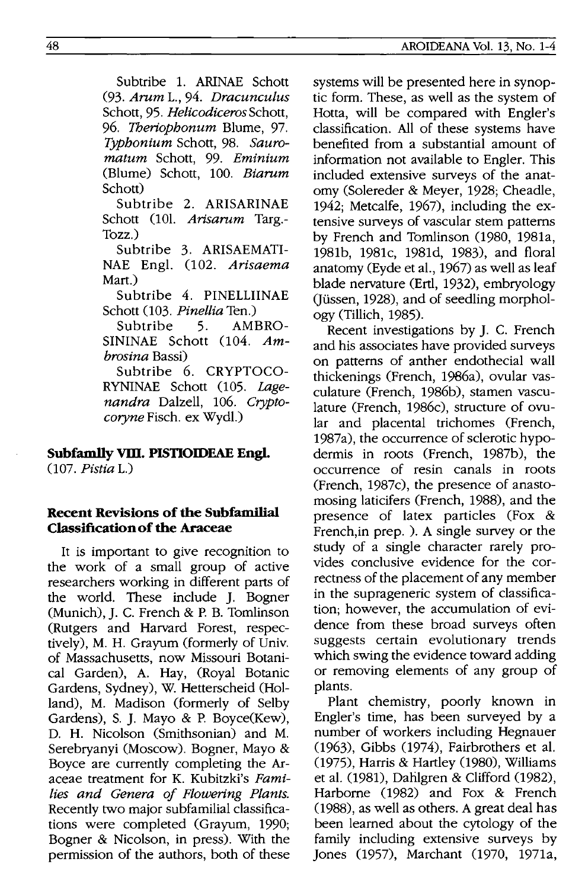Subtribe 1. ARINAE Schott (93. *Arum* L., 94. *Dracunculus* Schott, 95. *Helicodiceros* Schott, 96. *Theriophonum* Blume, 97. *Typhonium* Schott, 98. *Sauromatum* Schott, 99. *Eminium* (Blume) Schott, 100. *Biarum* Schott)

Subtribe 2. ARISARINAE Schott (101. *Arisarum* Targ.-Tozz.)

Subtribe 3. ARISAEMATINAE Engl. (102. *Arisaema* Mart.)

Subtribe 4. PINELLIINAE Schott (103. *Pinellia* Ten.)

Subtribe 5. AMBROSININAE Schott (104. *Ambrosina* Bassi)

Subtribe 6. CRYPTOCORYNINAE Schott (105. *Lagenandra* Dalzell, 106. *Cryptocoryne* Fisch. ex Wydl.)

**Subfamily VIII. PISTIOIDEAE Engl.**
(107. *Pistia* L.)

## Recent Revisions of the Subfamilial Classification of the Araceae

It is important to give recognition to the work of a small group of active researchers working in different parts of the world. These include J. Bogner (Munich), J. C. French & P. B. Tomlinson (Rutgers and Harvard Forest, respectively), M. H. Grayum (formerly of Univ. of Massachusetts, now Missouri Botanical Garden), A. Hay, (Royal Botanic Gardens, Sydney), W. Hetterscheid (Holland), M. Madison (formerly of Selby Gardens), S. J. Mayo & P. Boyce(Kew), D. H. Nicolson (Smithsonian) and M. Serebryanyi (Moscow). Bogner, Mayo & Boyce are currently completing the Araceae treatment for K. Kubitzki's *Families and Genera of Flowering Plants.* Recently two major subfamilial classifications were completed (Grayum, 1990; Bogner & Nicolson, in press). With the permission of the authors, both of these systems will be presented here in synoptic form. These, as well as the system of Hotta, will be compared with Engler's classification. All of these systems have benefited from a substantial amount of information not available to Engler. This included extensive surveys of the anatomy (Solereder & Meyer, 1928; Cheadle, 1942; Metcalfe, 1967), including the extensive surveys of vascular stem patterns by French and Tomlinson (1980, 1981a, 1981b, 1981c, 1981d, 1983), and floral anatomy (Eyde et al., 1967) as well as leaf blade nervature (Ertl, 1932), embryology (Jüssen, 1928), and of seedling morphology (Tillich, 1985).

Recent investigations by J. C. French and his associates have provided surveys on patterns of anther endothecial wall thickenings (French, 1986a), ovular vasculature (French, 1986b), stamen vasculature (French, 1986c), structure of ovular and placental trichomes (French, 1987a), the occurrence of sclerotic hypodermis in roots (French, 1987b), the occurrence of resin canals in roots (French, 1987c), the presence of anastomosing laticifers (French, 1988), and the presence of latex particles (Fox & French,in prep. ). A single survey or the study of a single character rarely provides conclusive evidence for the correctness of the placement of any member in the suprageneric system of classification; however, the accumulation of evidence from these broad surveys often suggests certain evolutionary trends which swing the evidence toward adding or removing elements of any group of plants.

Plant chemistry, poorly known in Engler's time, has been surveyed by a number of workers including Hegnauer (1963), Gibbs (1974), Fairbrothers et al. (1975), Harris & Hartley (1980), Williams et al. (1981), Dahlgren & Clifford (1982), Harborne (1982) and Fox & French (1988), as well as others. A great deal has been learned about the cytology of the family including extensive surveys by Jones (1957), Marchant (1970, 1971a,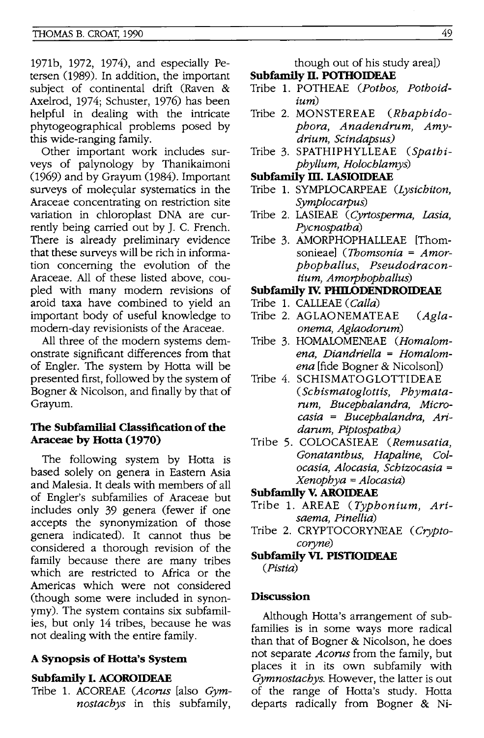1971b, 1972, 1974), and especially Petersen (1989). In addition, the important subject of continental drift (Raven & Axelrod, 1974; Schuster, 1976) has been helpful in dealing with the intricate phytogeographical problems posed by this wide-ranging family.

Other important work includes surveys of palynology by Thanikaimoni (1969) and by Grayum (1984). Important surveys of molecular systematics in the Araceae concentrating on restriction site variation in chloroplast DNA are currently being carried out by J. C. French. There is already preliminary evidence that these surveys will be rich in information concerning the evolution of the Araceae. All of these listed above, coupled with many modern revisions of aroid taxa have combined to yield an important body of useful knowledge to modern-day revisionists of the Araceae.

All three of the modern systems demonstrate significant differences from that of Engler. The system by Hotta will be presented first, followed by the system of Bogner & Nicolson, and finally by that of Grayum.

### The Subfamilial Classification of the Araceae by Hotta (1970)

The following system by Hotta is based solely on genera in Eastern Asia and Malesia. It deals with members of all of Engler's subfamilies of Araceae but includes only 39 genera (fewer if one accepts the synonymization of those genera indicated). It cannot thus be considered a thorough revision of the family because there are many tribes which are restricted to Africa or the Americas which were not considered (though some were included in synonymy). The system contains six subfamilies, but only 14 tribes, because he was not dealing with the entire family.

### A Synopsis of Hotta's System

**Subfamily I. ACOROIDEAE**

Tribe 1. ACOREAE (*Acorus* [also *Gymnostachys* in this subfamily, though out of his study area])

**Subfamily II. POTHOIDEAE**

Tribe 1. POTHEAE (*Pothos, Pothoidium*)

Tribe 2. MONSTEREAE (*Rhaphidophora, Anadendrum, Amydrium, Scindapsus*)

Tribe 3. SPATHIPHYLLEAE (*Spathiphyllum, Holochlamys*)

**Subfamily III. LASIOIDEAE**

Tribe 1. SYMPLOCARPEAE (*Lysichiton, Symplocarpus*)

Tribe 2. LASIEAE (*Cyrtosperma, Lasia, Pycnospatha*)

Tribe 3. AMORPHOPHALLEAE [Thomsonieae] (*Thomsonia = Amorphophallus, Pseudodracontium, Amorphophallus*)

**Subfamily IV. PHILODENDROIDEAE**

Tribe 1. CALLEAE (*Calla*)

Tribe 2. AGLAONEMATEAE (*Aglaonema, Aglaodorum*)

Tribe 3. HOMALOMENEAE (*Homalomena, Diandriella = Homalomena* [fide Bogner & Nicolson])

Tribe 4. SCHISMATOGLOTTIDEAE (*Schismatoglottis, Phymatarum, Bucephalandra, Microcasia = Bucephalandra, Aridarum, Piptospatha*)

Tribe 5. COLOCASIEAE (*Remusatia, Gonatanthus, Hapaline, Colocasia, Alocasia, Schizocasia = Xenophya = Alocasia*)

**Subfamily V. AROIDEAE**

Tribe 1. AREAE (*Typhonium, Arisaema, Pinellia*)

Tribe 2. CRYPTOCORYNEAE (*Cryptocoryne*)

**Subfamily VI. PISTIOIDEAE**

(*Pistia*)

### Discussion

Although Hotta's arrangement of subfamilies is in some ways more radical than that of Bogner & Nicolson, he does not separate *Acorus* from the family, but places it in its own subfamily with *Gymnostachys*. However, the latter is out of the range of Hotta's study. Hotta departs radically from Bogner & Ni-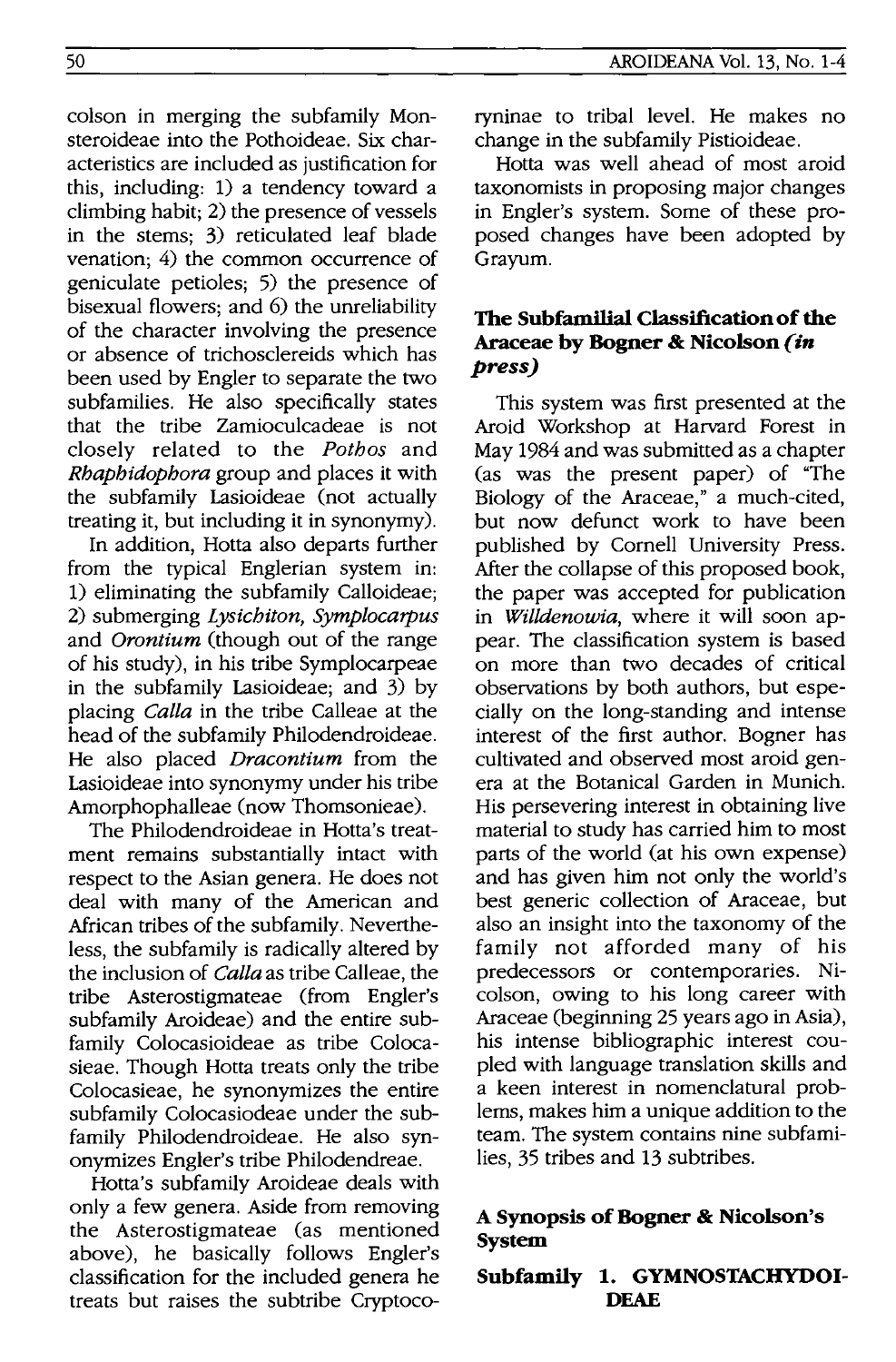colson in merging the subfamily Monsteroideae into the Pothoideae. Six characteristics are included as justification for this, including: 1) a tendency toward a climbing habit; 2) the presence of vessels in the stems; 3) reticulated leaf blade venation; 4) the common occurrence of geniculate petioles; 5) the presence of bisexual flowers; and 6) the unreliability of the character involving the presence or absence of trichosclereids which has been used by Engler to separate the two subfamilies. He also specifically states that the tribe Zamioculcadeae is not closely related to the *Pothos* and *Rhaphidophora* group and places it with the subfamily Lasioideae (not actually treating it, but including it in synonymy).

In addition, Hotta also departs further from the typical Englerian system in: 1) eliminating the subfamily Calloideae; 2) submerging *Lysichiton*, *Symplocarpus* and *Orontium* (though out of the range of his study), in his tribe Symplocarpeae in the subfamily Lasioideae; and 3) by placing *Calla* in the tribe Calleae at the head of the subfamily Philodendroideae. He also placed *Dracontium* from the Lasioideae into synonymy under his tribe Amorphophalleae (now Thomsonieae).

The Philodendroideae in Hotta's treatment remains substantially intact with respect to the Asian genera. He does not deal with many of the American and African tribes of the subfamily. Nevertheless, the subfamily is radically altered by the inclusion of *Calla* as tribe Calleae, the tribe Asterostigmateae (from Engler's subfamily Aroideae) and the entire subfamily Colocasioideae as tribe Colocasieae. Though Hotta treats only the tribe Colocasieae, he synonymizes the entire subfamily Colocasiodeae under the subfamily Philodendroideae. He also synonymizes Engler's tribe Philodendreae.

Hotta's subfamily Aroideae deals with only a few genera. Aside from removing the Asterostigmateae (as mentioned above), he basically follows Engler's classification for the included genera he treats but raises the subtribe Cryptocoryninae to tribal level. He makes no change in the subfamily Pistioideae.

Hotta was well ahead of most aroid taxonomists in proposing major changes in Engler's system. Some of these proposed changes have been adopted by Grayum.

## The Subfamilial Classification of the Araceae by Bogner & Nicolson *(in press)*

This system was first presented at the Aroid Workshop at Harvard Forest in May 1984 and was submitted as a chapter (as was the present paper) of "The Biology of the Araceae," a much-cited, but now defunct work to have been published by Cornell University Press. After the collapse of this proposed book, the paper was accepted for publication in *Willdenowia*, where it will soon appear. The classification system is based on more than two decades of critical observations by both authors, but especially on the long-standing and intense interest of the first author. Bogner has cultivated and observed most aroid genera at the Botanical Garden in Munich. His persevering interest in obtaining live material to study has carried him to most parts of the world (at his own expense) and has given him not only the world's best generic collection of Araceae, but also an insight into the taxonomy of the family not afforded many of his predecessors or contemporaries. Nicolson, owing to his long career with Araceae (beginning 25 years ago in Asia), his intense bibliographic interest coupled with language translation skills and a keen interest in nomenclatural problems, makes him a unique addition to the team. The system contains nine subfamilies, 35 tribes and 13 subtribes.

## A Synopsis of Bogner & Nicolson's System

### Subfamily 1. GYMNOSTACHYDOIDEAE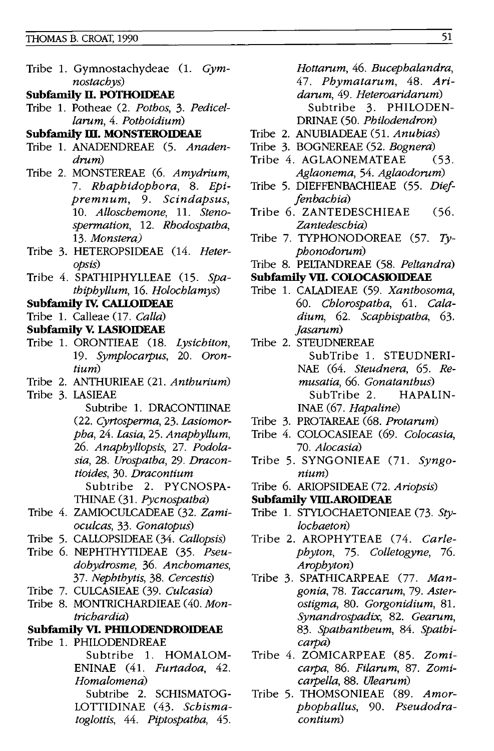Tribe 1. Gymnostachydeae (1. *Gymnostachys*)

**Subfamily II. POTHOIDEAE**

Tribe 1. Potheae (2. *Pothos*, 3. *Pedicellarum*, 4. *Pothoidium*)

**Subfamily III. MONSTEROIDEAE**

Tribe 1. ANADENDREAE (5. *Anadendrum*)

Tribe 2. MONSTEREAE (6. *Amydrium*, 7. *Rhaphidophora*, 8. *Epipremnum*, 9. *Scindapsus*, 10. *Alloschemone*, 11. *Stenospermation*, 12. *Rhodospatha*, 13. *Monstera*)

Tribe 3. HETEROPSIDEAE (14. *Heteropsis*)

Tribe 4. SPATHIPHYLLEAE (15. *Spathiphyllum*, 16. *Holochlamys*)

**Subfamily IV. CALLOIDEAE**

Tribe 1. Calleae (17. *Calla*)

**Subfamily V. LASIOIDEAE**

Tribe 1. ORONTIEAE (18. *Lysichiton*, 19. *Symplocarpus*, 20. *Orontium*)

Tribe 2. ANTHURIEAE (21. *Anthurium*)

Tribe 3. LASIEAE

Subtribe 1. DRACONTIINAE (22. *Cyrtosperma*, 23. *Lasiomorpha*, 24. *Lasia*, 25. *Anaphyllum*, 26. *Anaphyllopsis*, 27. *Podolasia*, 28. *Urospatha*, 29. *Dracontioides*, 30. *Dracontium*

Subtribe 2. PYCNOSPATHINAE (31. *Pycnospatha*)

Tribe 4. ZAMIOCULCADEAE (32. *Zamioculcas*, 33. *Gonatopus*)

Tribe 5. CALLOPSIDEAE (34. *Callopsis*)

Tribe 6. NEPHTHYTIDEAE (35. *Pseudohydrosme*, 36. *Anchomanes*, 37. *Nephthytis*, 38. *Cercestis*)

Tribe 7. CULCASIEAE (39. *Culcasia*)

Tribe 8. MONTRICHARDIEAE (40. *Montrichardia*)

**Subfamily VI. PHILODENDROIDEAE**

Tribe 1. PHILODENDREAE

Subtribe 1. HOMALOMENINAE (41. *Furtadoa*, 42. *Homalomena*)

Subtribe 2. SCHISMATOGLOTTIDINAE (43. *Schismatoglottis*, 44. *Piptospatha*, 45. *Hottarum*, 46. *Bucephalandra*, 47. *Phymatarum*, 48. *Aridarum*, 49. *Heteroaridarum*)

Subtribe 3. PHILODENDRINAE (50. *Philodendron*)

Tribe 2. ANUBIADEAE (51. *Anubias*)

Tribe 3. BOGNEREAE (52. *Bognera*)

Tribe 4. AGLAONEMATEAE (53. *Aglaonema*, 54. *Aglaodorum*)

Tribe 5. DIEFFENBACHIEAE (55. *Dieffenbachia*)

Tribe 6. ZANTEDESCHIEAE (56. *Zantedeschia*)

Tribe 7. TYPHONODOREAE (57. *Typhonodorum*)

Tribe 8. PELTANDREAE (58. *Peltandra*)

**Subfamily VII. COLOCASIOIDEAE**

Tribe 1. CALADIEAE (59. *Xanthosoma*, 60. *Chlorospatha*, 61. *Caladium*, 62. *Scaphispatha*, 63. *Jasarum*)

Tribe 2. STEUDNEREAE

SubTribe 1. STEUDNERINAE (64. *Steudnera*, 65. *Remusatia*, 66. *Gonatanthus*)

SubTribe 2. HAPALININAE (67. *Hapaline*)

Tribe 3. PROTAREAE (68. *Protarum*)

Tribe 4. COLOCASIEAE (69. *Colocasia*, 70. *Alocasia*)

Tribe 5. SYNGONIEAE (71. *Syngonium*)

Tribe 6. ARIOPSIDEAE (72. *Ariopsis*)

**Subfamily VIII. AROIDEAE**

Tribe 1. STYLOCHAETONIEAE (73. *Stylochaeton*)

Tribe 2. AROPHYTEAE (74. *Carlephyton*, 75. *Colletogyne*, 76. *Arophyton*)

Tribe 3. SPATHICARPEAE (77. *Mangonia*, 78. *Taccarum*, 79. *Asterostigma*, 80. *Gorgonidium*, 81. *Synandrospadix*, 82. *Gearum*, 83. *Spathantheum*, 84. *Spathicarpa*)

Tribe 4. ZOMICARPEAE (85. *Zomicarpa*, 86. *Filarum*, 87. *Zomicarpella*, 88. *Ulearum*)

Tribe 5. THOMSONIEAE (89. *Amorphophallus*, 90. *Pseudodracontium*)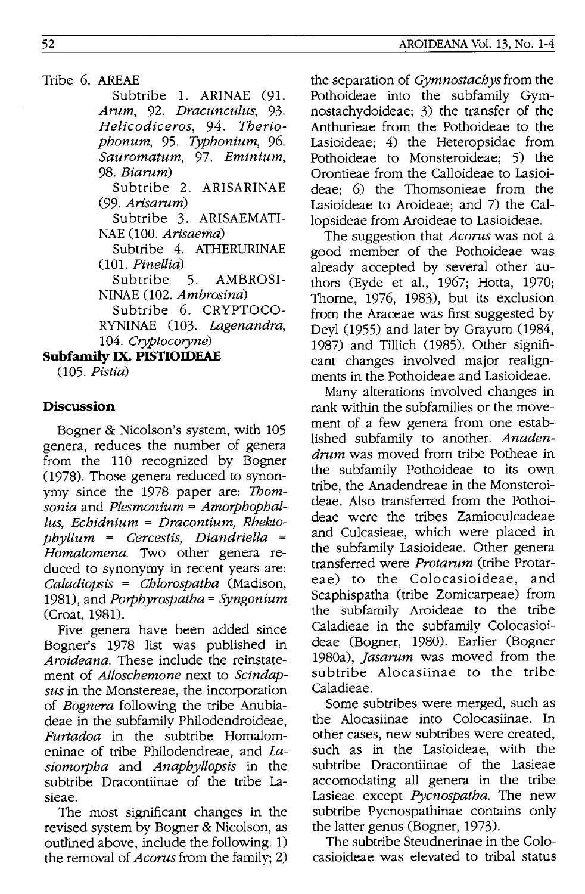Tribe 6. AREAE

Subtribe 1. ARINAE (91. *Arum*, 92. *Dracunculus*, 93. *Helicodiceros*, 94. *Theriophonum*, 95. *Typhonium*, 96. *Sauromatum*, 97. *Eminium*, 98. *Biarum*)

Subtribe 2. ARISARINAE (99. *Arisarum*)

Subtribe 3. ARISAEMATINAE (100. *Arisaema*)

Subtribe 4. ATHERURINAE (101. *Pinellia*)

Subtribe 5. AMBROSININAE (102. *Ambrosina*)

Subtribe 6. CRYPTOCORYNINAE (103. *Lagenandra*, 104. *Cryptocoryne*)

**Subfamily IX. PISTIOIDEAE**

(105. *Pistia*)

## Discussion

Bogner & Nicolson's system, with 105 genera, reduces the number of genera from the 110 recognized by Bogner (1978). Those genera reduced to synonymy since the 1978 paper are: *Thomsonia* and *Plesmonium* = *Amorphophallus*, *Echidnium* = *Dracontium*, *Rhektophyllum* = *Cercestis*, *Diandriella* = *Homalomena*. Two other genera reduced to synonymy in recent years are: *Caladiopsis* = *Chlorospatha* (Madison, 1981), and *Porphyrospatha* = *Syngonium* (Croat, 1981).

Five genera have been added since Bogner's 1978 list was published in *Aroideana*. These include the reinstatement of *Alloschemone* next to *Scindapsus* in the Monstereae, the incorporation of *Bognera* following the tribe Anubiadeae in the subfamily Philodendroideae, *Furtadoa* in the subtribe Homalomeninae of tribe Philodendreae, and *Lasiomorpha* and *Anaphyllopsis* in the subtribe Dracontiinae of the tribe Lasieae.

The most significant changes in the revised system by Bogner & Nicolson, as outlined above, include the following: 1) the removal of *Acorus* from the family; 2) the separation of *Gymnostachys* from the Pothoideae into the subfamily Gymnostachydoideae; 3) the transfer of the Anthurieae from the Pothoideae to the Lasioideae; 4) the Heteropsidae from Pothoideae to Monsteroideae; 5) the Orontieae from the Calloideae to Lasioideae; 6) the Thomsonieae from the Lasioideae to Aroideae; and 7) the Callopsideae from Aroideae to Lasioideae.

The suggestion that *Acorus* was not a good member of the Pothoideae was already accepted by several other authors (Eyde et al., 1967; Hotta, 1970; Thorne, 1976, 1983), but its exclusion from the Araceae was first suggested by Deyl (1955) and later by Grayum (1984, 1987) and Tillich (1985). Other significant changes involved major realignments in the Pothoideae and Lasioideae.

Many alterations involved changes in rank within the subfamilies or the movement of a few genera from one established subfamily to another. *Anadendrum* was moved from tribe Potheae in the subfamily Pothoideae to its own tribe, the Anadendreae in the Monsteroideae. Also transferred from the Pothoideae were the tribes Zamioculcadeae and Culcasieae, which were placed in the subfamily Lasioideae. Other genera transferred were *Protarum* (tribe Protareae) to the Colocasioideae, and Scaphispatha (tribe Zomicarpeae) from the subfamily Aroideae to the tribe Caladieae in the subfamily Colocasioideae (Bogner, 1980). Earlier (Bogner 1980a), *Jasarum* was moved from the subtribe Alocasiinae to the tribe Caladieae.

Some subtribes were merged, such as the Alocasiinae into Colocasiinae. In other cases, new subtribes were created, such as in the Lasioideae, with the subtribe Dracontiinae of the Lasieae accomodating all genera in the tribe Lasieae except *Pycnospatha*. The new subtribe Pycnospathinae contains only the latter genus (Bogner, 1973).

The subtribe Steudnerinae in the Colocasioideae was elevated to tribal status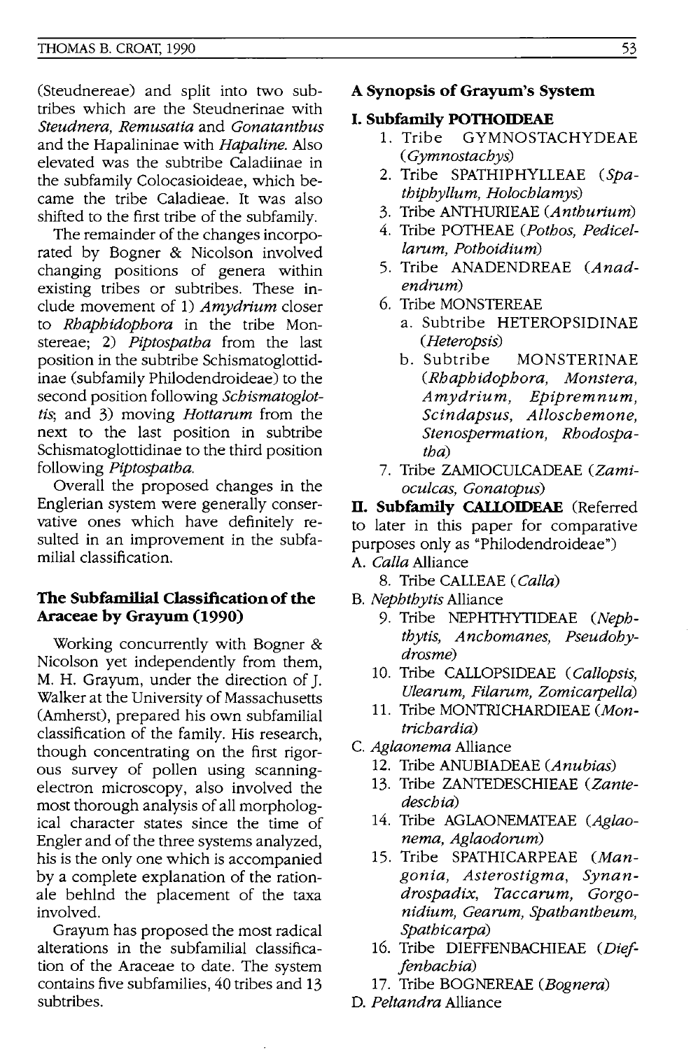(Steudnereae) and split into two subtribes which are the Steudnerinae with *Steudnera, Remusatia* and *Gonatanthus* and the Hapalininae with *Hapaline.* Also elevated was the subtribe Caladiinae in the subfamily Colocasioideae, which became the tribe Caladieae. It was also shifted to the first tribe of the subfamily.

The remainder of the changes incorporated by Bogner & Nicolson involved changing positions of genera within existing tribes or subtribes. These include movement of 1) *Amydrium* closer to *Rhaphidophora* in the tribe Monstereae; 2) *Piptospatha* from the last position in the subtribe Schismatoglottidinae (subfamily Philodendroideae) to the second position following *Schismatoglottis*; and 3) moving *Hottarum* from the next to the last position in subtribe Schismatoglottidinae to the third position following *Piptospatha.*

Overall the proposed changes in the Englerian system were generally conservative ones which have definitely resulted in an improvement in the subfamilial classification.

## The Subfamilial Classification of the Araceae by Grayum (1990)

Working concurrently with Bogner & Nicolson yet independently from them, M. H. Grayum, under the direction of J. Walker at the University of Massachusetts (Amherst), prepared his own subfamilial classification of the family. His research, though concentrating on the first rigorous survey of pollen using scanning-electron microscopy, also involved the most thorough analysis of all morphological character states since the time of Engler and of the three systems analyzed, his is the only one which is accompanied by a complete explanation of the rationale behind the placement of the taxa involved.

Grayum has proposed the most radical alterations in the subfamilial classification of the Araceae to date. The system contains five subfamilies, 40 tribes and 13 subtribes.

## A Synopsis of Grayum's System

**I. Subfamily POTHOIDEAE**

1. Tribe GYMNOSTACHYDEAE (*Gymnostachys*)
2. Tribe SPATHIPHYLLEAE (*Spathiphyllum, Holochlamys*)
3. Tribe ANTHURIEAE (*Anthurium*)
4. Tribe POTHEAE (*Pothos, Pedicellarum, Pothoidium*)
5. Tribe ANADENDREAE (*Anadendrum*)
6. Tribe MONSTEREAE
   - a. Subtribe HETEROPSIDINAE (*Heteropsis*)
   - b. Subtribe MONSTERINAE (*Rhaphidophora, Monstera, Amydrium, Epipremnum, Scindapsus, Alloschemone, Stenospermation, Rhodospatha*)
7. Tribe ZAMIOCULCADEAE (*Zamioculcas, Gonatopus*)

**II. Subfamily CALLOIDEAE** (Referred to later in this paper for comparative purposes only as "Philodendroideae")

A. *Calla* Alliance

8. Tribe CALLEAE (*Calla*)

B. *Nephthytis* Alliance

9. Tribe NEPHTHYTIDEAE (*Nephthytis, Anchomanes, Pseudohydrosme*)
10. Tribe CALLOPSIDEAE (*Callopsis, Ulearum, Filarum, Zomicarpella*)
11. Tribe MONTRICHARDIEAE (*Montrichardia*)

C. *Aglaonema* Alliance

12. Tribe ANUBIADEAE (*Anubias*)
13. Tribe ZANTEDESCHIEAE (*Zantedeschia*)
14. Tribe AGLAONEMATEAE (*Aglaonema, Aglaodorum*)
15. Tribe SPATHICARPEAE (*Mangonia, Asterostigma, Synandrospadix, Taccarum, Gorgonidium, Gearum, Spathantheum, Spathicarpa*)
16. Tribe DIEFFENBACHIEAE (*Dieffenbachia*)
17. Tribe BOGNEREAE (*Bognera*)

D. *Peltandra* Alliance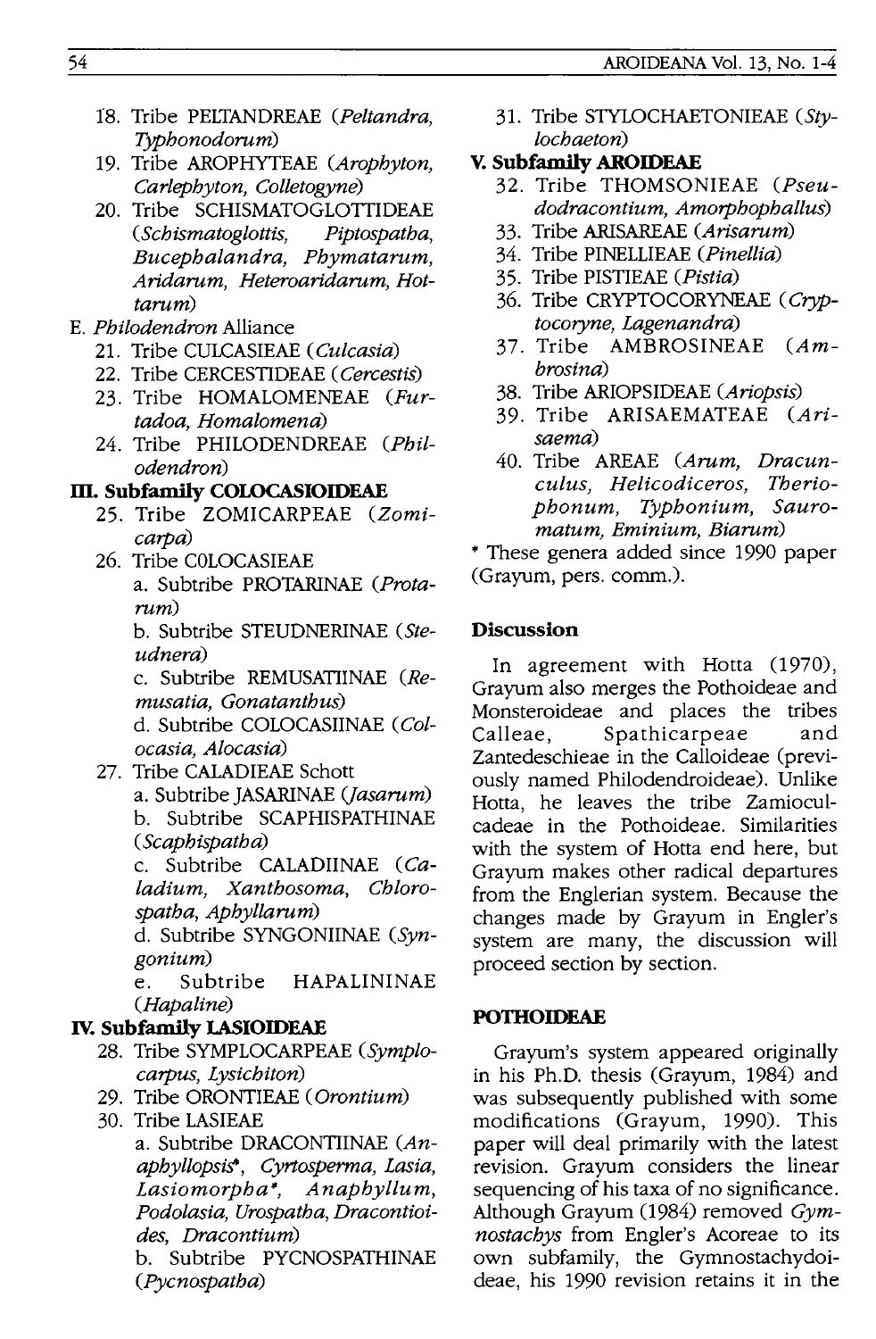18. Tribe PELTANDREAE (*Peltandra, Typhonodorum*)
19. Tribe AROPHYTEAE (*Arophyton, Carlephyton, Colletogyne*)
20. Tribe SCHISMATOGLOTTIDEAE (*Schismatoglottis, Piptospatha, Bucephalandra, Phymatarum, Aridarum, Heteroaridarum, Hottarum*)

E. *Philodendron* Alliance

21. Tribe CULCASIEAE (*Culcasia*)
22. Tribe CERCESTIDEAE (*Cercestis*)
23. Tribe HOMALOMENEAE (*Furtadoa, Homalomena*)
24. Tribe PHILODENDREAE (*Philodendron*)

**III. Subfamily COLOCASIOIDEAE**

25. Tribe ZOMICARPEAE (*Zomicarpa*)
26. Tribe COLOCASIEAE
    a. Subtribe PROTARINAE (*Protarum*)
    b. Subtribe STEUDNERINAE (*Steudnera*)
    c. Subtribe REMUSATIINAE (*Remusatia, Gonatanthus*)
    d. Subtribe COLOCASIINAE (*Colocasia, Alocasia*)
27. Tribe CALADIEAE Schott
    a. Subtribe JASARINAE (*Jasarum*)
    b. Subtribe SCAPHISPATHINAE (*Scaphispatha*)
    c. Subtribe CALADIINAE (*Caladium, Xanthosoma, Chlorospatha, Aphyllarum*)
    d. Subtribe SYNGONIINAE (*Syngonium*)
    e. Subtribe HAPALININAE (*Hapaline*)

**IV. Subfamily LASIOIDEAE**

28. Tribe SYMPLOCARPEAE (*Symplocarpus, Lysichiton*)
29. Tribe ORONTIEAE (*Orontium*)
30. Tribe LASIEAE
    a. Subtribe DRACONTIINAE (*Anaphyllopsis*\*, *Cyrtosperma, Lasia, Lasiomorpha*\*, *Anaphyllum, Podolasia, Urospatha, Dracontioides, Dracontium*)
    b. Subtribe PYCNOSPATHINAE (*Pycnospatha*)
31. Tribe STYLOCHAETONIEAE (*Stylochaeton*)

**V. Subfamily AROIDEAE**

32. Tribe THOMSONIEAE (*Pseudodracontium, Amorphophallus*)
33. Tribe ARISAREAE (*Arisarum*)
34. Tribe PINELLIEAE (*Pinellia*)
35. Tribe PISTIEAE (*Pistia*)
36. Tribe CRYPTOCORYNEAE (*Cryptocoryne, Lagenandra*)
37. Tribe AMBROSINEAE (*Ambrosina*)
38. Tribe ARIOPSIDEAE (*Ariopsis*)
39. Tribe ARISAEMATEAE (*Arisaema*)
40. Tribe AREAE (*Arum, Dracunculus, Helicodiceros, Theriophonum, Typhonium, Sauromatum, Eminium, Biarum*)

\* These genera added since 1990 paper (Grayum, pers. comm.).

### Discussion

In agreement with Hotta (1970), Grayum also merges the Pothoideae and Monsteroideae and places the tribes Calleae, Spathicarpeae and Zantedeschieae in the Calloideae (previously named Philodendroideae). Unlike Hotta, he leaves the tribe Zamioculcadeae in the Pothoideae. Similarities with the system of Hotta end here, but Grayum makes other radical departures from the Englerian system. Because the changes made by Grayum in Engler's system are many, the discussion will proceed section by section.

### POTHOIDEAE

Grayum's system appeared originally in his Ph.D. thesis (Grayum, 1984) and was subsequently published with some modifications (Grayum, 1990). This paper will deal primarily with the latest revision. Grayum considers the linear sequencing of his taxa of no significance. Although Grayum (1984) removed *Gymnostachys* from Engler's Acoreae to its own subfamily, the Gymnostachydoideae, his 1990 revision retains it in the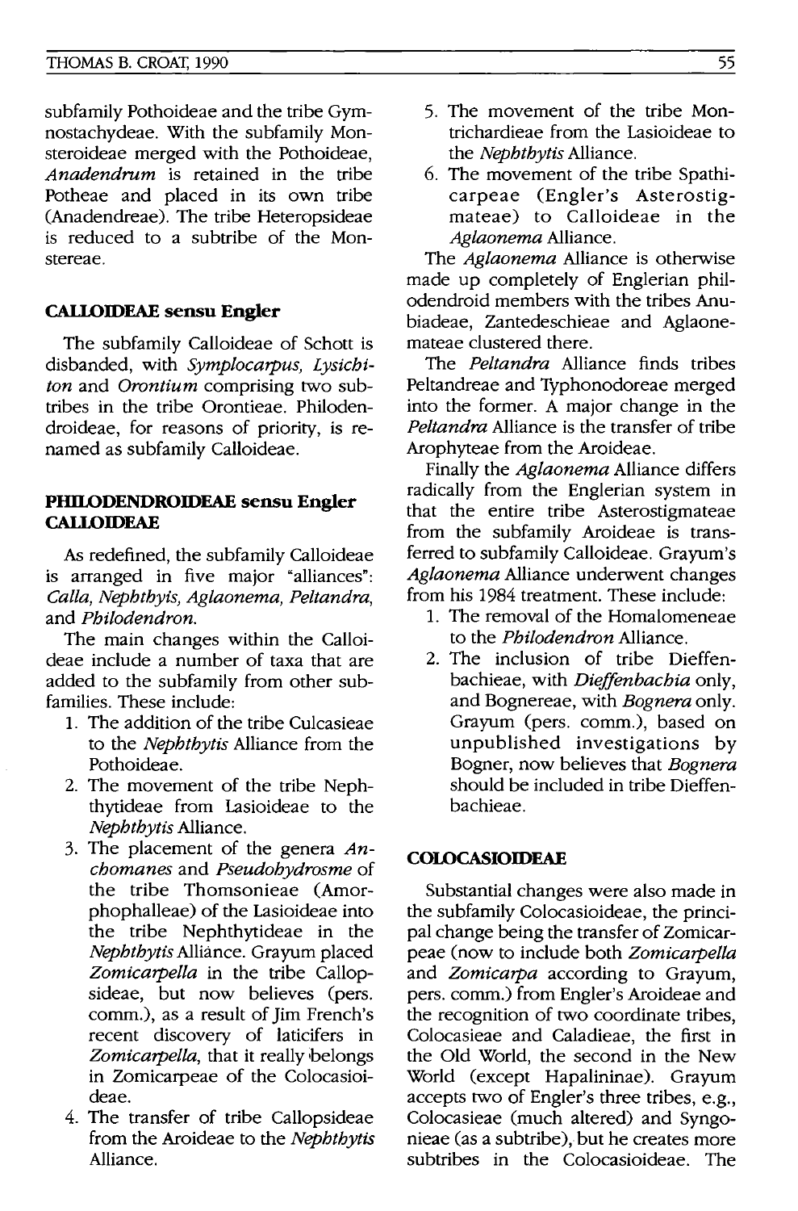subfamily Pothoideae and the tribe Gymnostachydeae. With the subfamily Monsteroideae merged with the Pothoideae, *Anadendrum* is retained in the tribe Potheae and placed in its own tribe (Anadendreae). The tribe Heteropsideae is reduced to a subtribe of the Monstereae.

### CALLOIDEAE sensu Engler

The subfamily Calloideae of Schott is disbanded, with *Symplocarpus, Lysichiton* and *Orontium* comprising two subtribes in the tribe Orontieae. Philodendroideae, for reasons of priority, is renamed as subfamily Calloideae.

### PHILODENDROIDEAE sensu Engler CALLOIDEAE

As redefined, the subfamily Calloideae is arranged in five major "alliances": *Calla, Nephthytis, Aglaonema, Peltandra,* and *Philodendron.*

The main changes within the Calloideae include a number of taxa that are added to the subfamily from other subfamilies. These include:

1. The addition of the tribe Culcasieae to the *Nephthytis* Alliance from the Pothoideae.
2. The movement of the tribe Nephthytideae from Lasioideae to the *Nephthytis* Alliance.
3. The placement of the genera *Anchomanes* and *Pseudohydrosme* of the tribe Thomsonieae (Amorphophalleae) of the Lasioideae into the tribe Nephthytideae in the *Nephthytis* Alliance. Grayum placed *Zomicarpella* in the tribe Callopsideae, but now believes (pers. comm.), as a result of Jim French's recent discovery of laticifers in *Zomicarpella*, that it really belongs in Zomicarpeae of the Colocasioideae.
4. The transfer of tribe Callopsideae from the Aroideae to the *Nephthytis* Alliance.
5. The movement of the tribe Montrichardieae from the Lasioideae to the *Nephthytis* Alliance.
6. The movement of the tribe Spathicarpeae (Engler's Asterostigmateae) to Calloideae in the *Aglaonema* Alliance.

The *Aglaonema* Alliance is otherwise made up completely of Englerian philodendroid members with the tribes Anubiadeae, Zantedeschieae and Aglaonemateae clustered there.

The *Peltandra* Alliance finds tribes Peltandreae and Typhonodoreae merged into the former. A major change in the *Peltandra* Alliance is the transfer of tribe Arophyteae from the Aroideae.

Finally the *Aglaonema* Alliance differs radically from the Englerian system in that the entire tribe Asterostigmateae from the subfamily Aroideae is transferred to subfamily Calloideae. Grayum's *Aglaonema* Alliance underwent changes from his 1984 treatment. These include:

1. The removal of the Homalomeneae to the *Philodendron* Alliance.
2. The inclusion of tribe Dieffenbachieae, with *Dieffenbachia* only, and Bognereae, with *Bognera* only. Grayum (pers. comm.), based on unpublished investigations by Bogner, now believes that *Bognera* should be included in tribe Dieffenbachieae.

### COLOCASIOIDEAE

Substantial changes were also made in the subfamily Colocasioideae, the principal change being the transfer of Zomicarpeae (now to include both *Zomicarpella* and *Zomicarpa* according to Grayum, pers. comm.) from Engler's Aroideae and the recognition of two coordinate tribes, Colocasieae and Caladieae, the first in the Old World, the second in the New World (except Hapalininae). Grayum accepts two of Engler's three tribes, e.g., Colocasieae (much altered) and Syngonieae (as a subtribe), but he creates more subtribes in the Colocasioideae. The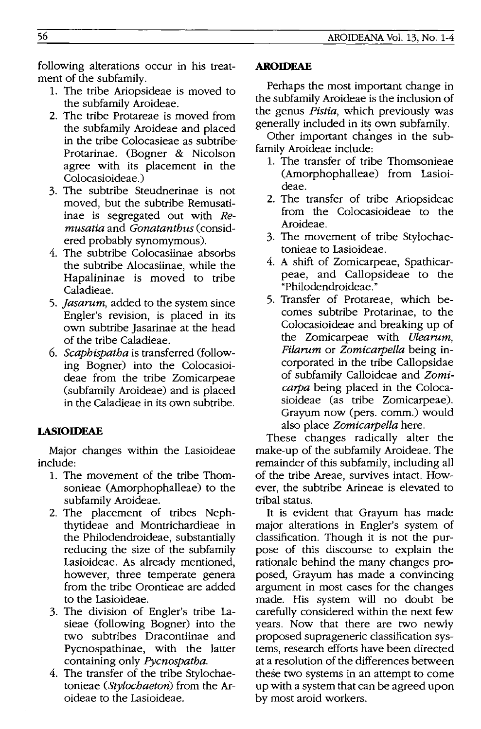following alterations occur in his treatment of the subfamily.

1. The tribe Ariopsideae is moved to the subfamily Aroideae.
2. The tribe Protareae is moved from the subfamily Aroideae and placed in the tribe Colocasieae as subtribe Protarinae. (Bogner & Nicolson agree with its placement in the Colocasioideae.)
3. The subtribe Steudnerinae is not moved, but the subtribe Remusatiinae is segregated out with *Remusatia* and *Gonatanthus* (considered probably synonymous).
4. The subtribe Colocasiinae absorbs the subtribe Alocasiinae, while the Hapalininae is moved to tribe Caladieae.
5. *Jasarum*, added to the system since Engler's revision, is placed in its own subtribe Jasarinae at the head of the tribe Caladieae.
6. *Scaphispatha* is transferred (following Bogner) into the Colocasioideae from the tribe Zomicarpeae (subfamily Aroideae) and is placed in the Caladieae in its own subtribe.

## LASIOIDEAE

Major changes within the Lasioideae include:

1. The movement of the tribe Thomsonieae (Amorphophalleae) to the subfamily Aroideae.
2. The placement of tribes Nephthytideae and Montrichardieae in the Philodendroideae, substantially reducing the size of the subfamily Lasioideae. As already mentioned, however, three temperate genera from the tribe Orontieae are added to the Lasioideae.
3. The division of Engler's tribe Lasieae (following Bogner) into the two subtribes Dracontiinae and Pycnospathinae, with the latter containing only *Pycnospatha*.
4. The transfer of the tribe Stylochaetonieae (*Stylochaeton*) from the Aroideae to the Lasioideae.

## AROIDEAE

Perhaps the most important change in the subfamily Aroideae is the inclusion of the genus *Pistia*, which previously was generally included in its own subfamily.

Other important changes in the subfamily Aroideae include:

1. The transfer of tribe Thomsonieae (Amorphophalleae) from Lasioideae.
2. The transfer of tribe Ariopsideae from the Colocasioideae to the Aroideae.
3. The movement of tribe Stylochaetonieae to Lasioideae.
4. A shift of Zomicarpeae, Spathicarpeae, and Callopsideae to the "Philodendroideae."
5. Transfer of Protareae, which becomes subtribe Protarinae, to the Colocasioideae and breaking up of the Zomicarpeae with *Ulearum*, *Filarum* or *Zomicarpella* being incorporated in the tribe Callopsidae of subfamily Calloideae and *Zomicarpa* being placed in the Colocasioideae (as tribe Zomicarpeae). Grayum now (pers. comm.) would also place *Zomicarpella* here.

These changes radically alter the make-up of the subfamily Aroideae. The remainder of this subfamily, including all of the tribe Areae, survives intact. However, the subtribe Arineae is elevated to tribal status.

It is evident that Grayum has made major alterations in Engler's system of classification. Though it is not the purpose of this discourse to explain the rationale behind the many changes proposed, Grayum has made a convincing argument in most cases for the changes made. His system will no doubt be carefully considered within the next few years. Now that there are two newly proposed suprageneric classification systems, research efforts have been directed at a resolution of the differences between these two systems in an attempt to come up with a system that can be agreed upon by most aroid workers.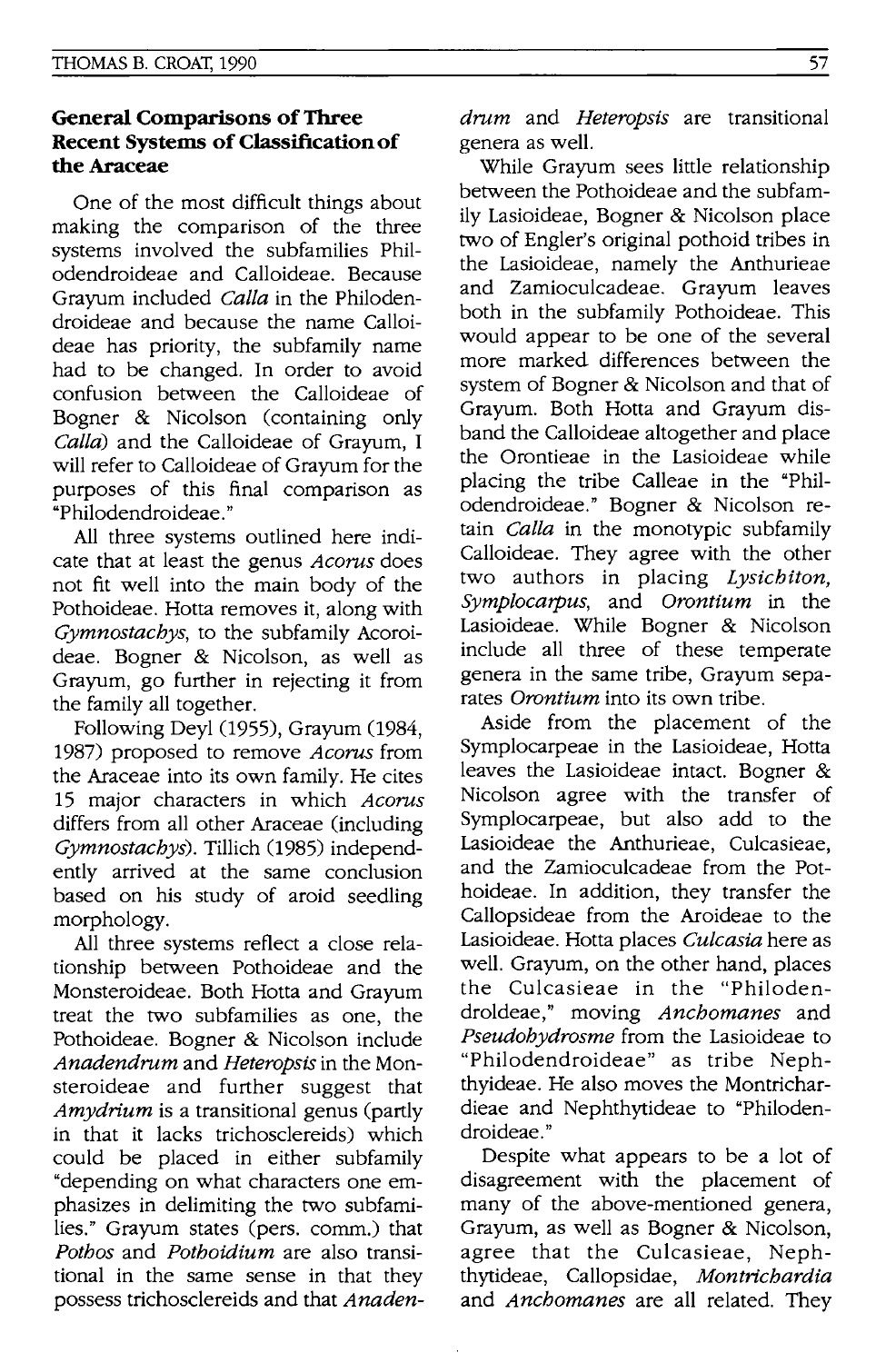## General Comparisons of Three Recent Systems of Classification of the Araceae

One of the most difficult things about making the comparison of the three systems involved the subfamilies Philodendroideae and Calloideae. Because Grayum included *Calla* in the Philodendroideae and because the name Calloideae has priority, the subfamily name had to be changed. In order to avoid confusion between the Calloideae of Bogner & Nicolson (containing only *Calla*) and the Calloideae of Grayum, I will refer to Calloideae of Grayum for the purposes of this final comparison as "Philodendroideae."

All three systems outlined here indicate that at least the genus *Acorus* does not fit well into the main body of the Pothoideae. Hotta removes it, along with *Gymnostachys*, to the subfamily Acoroideae. Bogner & Nicolson, as well as Grayum, go further in rejecting it from the family all together.

Following Deyl (1955), Grayum (1984, 1987) proposed to remove *Acorus* from the Araceae into its own family. He cites 15 major characters in which *Acorus* differs from all other Araceae (including *Gymnostachys*). Tillich (1985) independently arrived at the same conclusion based on his study of aroid seedling morphology.

All three systems reflect a close relationship between Pothoideae and the Monsteroideae. Both Hotta and Grayum treat the two subfamilies as one, the Pothoideae. Bogner & Nicolson include *Anadendrum* and *Heteropsis* in the Monsteroideae and further suggest that *Amydrium* is a transitional genus (partly in that it lacks trichosclereids) which could be placed in either subfamily "depending on what characters one emphasizes in delimiting the two subfamilies." Grayum states (pers. comm.) that *Pothos* and *Pothoidium* are also transitional in the same sense in that they possess trichosclereids and that *Anadendrum* and *Heteropsis* are transitional genera as well.

While Grayum sees little relationship between the Pothoideae and the subfamily Lasioideae, Bogner & Nicolson place two of Engler's original pothoid tribes in the Lasioideae, namely the Anthurieae and Zamioculcadeae. Grayum leaves both in the subfamily Pothoideae. This would appear to be one of the several more marked differences between the system of Bogner & Nicolson and that of Grayum. Both Hotta and Grayum disband the Calloideae altogether and place the Orontieae in the Lasioideae while placing the tribe Calleae in the "Philodendroideae." Bogner & Nicolson retain *Calla* in the monotypic subfamily Calloideae. They agree with the other two authors in placing *Lysichiton*, *Symplocarpus*, and *Orontium* in the Lasioideae. While Bogner & Nicolson include all three of these temperate genera in the same tribe, Grayum separates *Orontium* into its own tribe.

Aside from the placement of the Symplocarpeae in the Lasioideae, Hotta leaves the Lasioideae intact. Bogner & Nicolson agree with the transfer of Symplocarpeae, but also add to the Lasioideae the Anthurieae, Culcasieae, and the Zamioculcadeae from the Pothoideae. In addition, they transfer the Callopsideae from the Aroideae to the Lasioideae. Hotta places *Culcasia* here as well. Grayum, on the other hand, places the Culcasieae in the "Philodendroldeae," moving *Anchomanes* and *Pseudohydrosme* from the Lasioideae to "Philodendroideae" as tribe Nephthyideae. He also moves the Montrichardieae and Nephthytideae to "Philodendroideae."

Despite what appears to be a lot of disagreement with the placement of many of the above-mentioned genera, Grayum, as well as Bogner & Nicolson, agree that the Culcasieae, Nephthytideae, Callopsidae, *Montrichardia* and *Anchomanes* are all related. They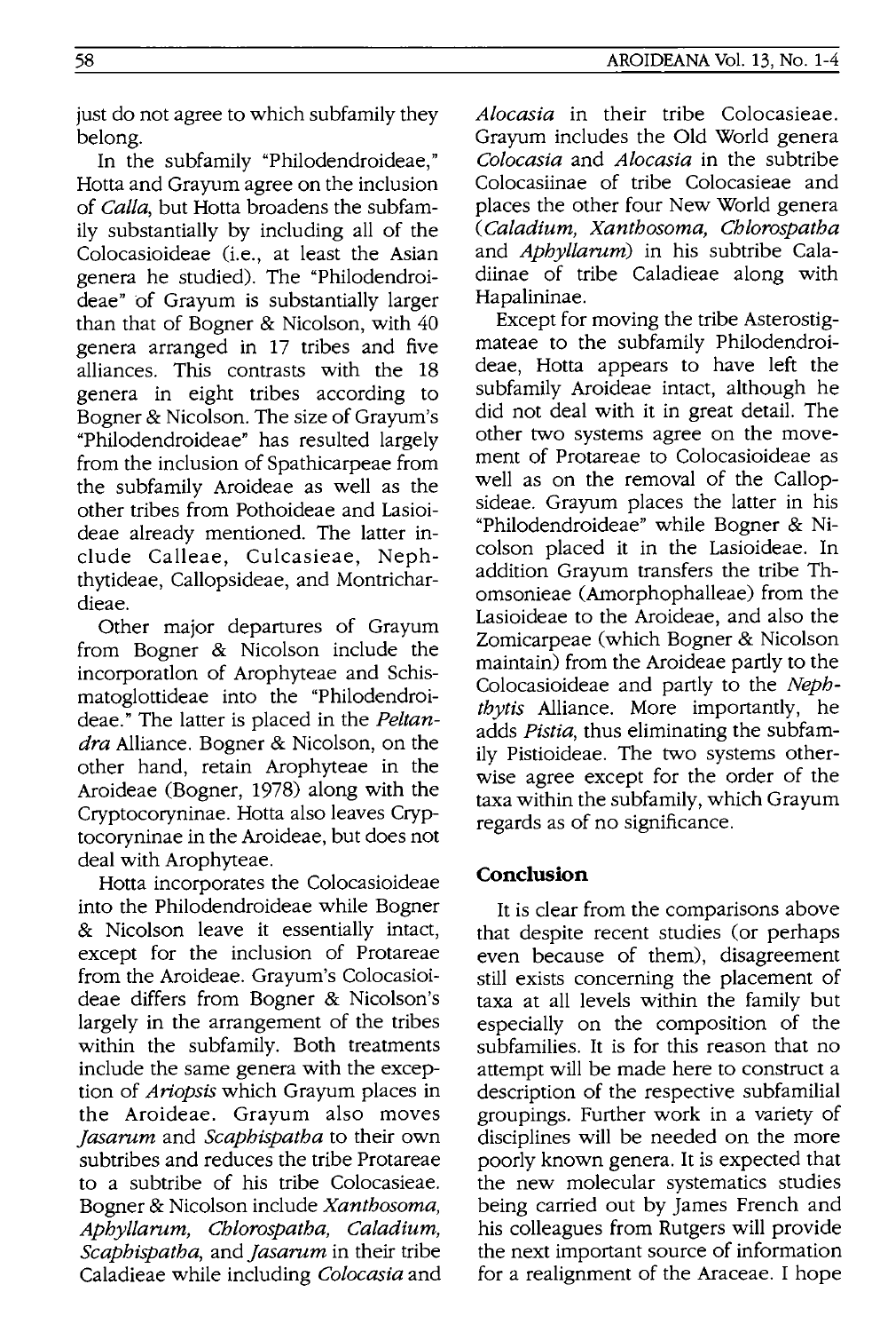just do not agree to which subfamily they belong.

In the subfamily "Philodendroideae," Hotta and Grayum agree on the inclusion of *Calla*, but Hotta broadens the subfamily substantially by including all of the Colocasioideae (i.e., at least the Asian genera he studied). The "Philodendroideae" of Grayum is substantially larger than that of Bogner & Nicolson, with 40 genera arranged in 17 tribes and five alliances. This contrasts with the 18 genera in eight tribes according to Bogner & Nicolson. The size of Grayum's "Philodendroideae" has resulted largely from the inclusion of Spathicarpeae from the subfamily Aroideae as well as the other tribes from Pothoideae and Lasioideae already mentioned. The latter include Calleae, Culcasieae, Nephthytideae, Callopsideae, and Montrichardieae.

Other major departures of Grayum from Bogner & Nicolson include the incorporatlon of Arophyteae and Schismatoglottideae into the "Philodendroideae." The latter is placed in the *Peltandra* Alliance. Bogner & Nicolson, on the other hand, retain Arophyteae in the Aroideae (Bogner, 1978) along with the Cryptocoryninae. Hotta also leaves Cryptocoryninae in the Aroideae, but does not deal with Arophyteae.

Hotta incorporates the Colocasioideae into the Philodendroideae while Bogner & Nicolson leave it essentially intact, except for the inclusion of Protareae from the Aroideae. Grayum's Colocasioideae differs from Bogner & Nicolson's largely in the arrangement of the tribes within the subfamily. Both treatments include the same genera with the exception of *Ariopsis* which Grayum places in the Aroideae. Grayum also moves *Jasarum* and *Scaphispatha* to their own subtribes and reduces the tribe Protareae to a subtribe of his tribe Colocasieae. Bogner & Nicolson include *Xanthosoma, Aphyllarum, Chlorospatha, Caladium, Scaphispatha,* and *Jasarum* in their tribe Caladieae while including *Colocasia* and *Alocasia* in their tribe Colocasieae. Grayum includes the Old World genera *Colocasia* and *Alocasia* in the subtribe Colocasiinae of tribe Colocasieae and places the other four New World genera (*Caladium, Xanthosoma, Chlorospatha* and *Aphyllarum*) in his subtribe Caladiinae of tribe Caladieae along with Hapalininae.

Except for moving the tribe Asterostigmateae to the subfamily Philodendroideae, Hotta appears to have left the subfamily Aroideae intact, although he did not deal with it in great detail. The other two systems agree on the movement of Protareae to Colocasioideae as well as on the removal of the Callopsideae. Grayum places the latter in his "Philodendroideae" while Bogner & Nicolson placed it in the Lasioideae. In addition Grayum transfers the tribe Thomsonieae (Amorphophalleae) from the Lasioideae to the Aroideae, and also the Zomicarpeae (which Bogner & Nicolson maintain) from the Aroideae partly to the Colocasioideae and partly to the *Nephthytis* Alliance. More importantly, he adds *Pistia*, thus eliminating the subfamily Pistioideae. The two systems otherwise agree except for the order of the taxa within the subfamily, which Grayum regards as of no significance.

## Conclusion

It is clear from the comparisons above that despite recent studies (or perhaps even because of them), disagreement still exists concerning the placement of taxa at all levels within the family but especially on the composition of the subfamilies. It is for this reason that no attempt will be made here to construct a description of the respective subfamilial groupings. Further work in a variety of disciplines will be needed on the more poorly known genera. It is expected that the new molecular systematics studies being carried out by James French and his colleagues from Rutgers will provide the next important source of information for a realignment of the Araceae. I hope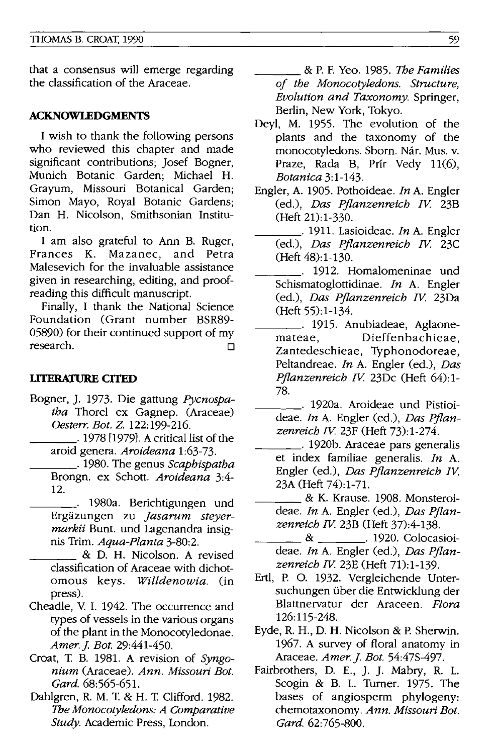that a consensus will emerge regarding the classification of the Araceae.

## ACKNOWLEDGMENTS

I wish to thank the following persons who reviewed this chapter and made significant contributions; Josef Bogner, Munich Botanic Garden; Michael H. Grayum, Missouri Botanical Garden; Simon Mayo, Royal Botanic Gardens; Dan H. Nicolson, Smithsonian Institution.

I am also grateful to Ann B. Ruger, Frances K. Mazanec, and Petra Malesevich for the invaluable assistance given in researching, editing, and proofreading this difficult manuscript.

Finally, I thank the National Science Foundation (Grant number BSR89-05890) for their continued support of my research. □

## LITERATURE CITED

Bogner, J. 1973. Die gattung *Pycnospatha* Thorel ex Gagnep. (Araceae) *Oesterr. Bot. Z.* 122:199-216.

\_\_\_\_\_\_\_\_. 1978 [1979]. A critical list of the aroid genera. *Aroideana* 1:63-73.

\_\_\_\_\_\_\_\_. 1980. The genus *Scaphispatha* Brongn. ex Schott. *Aroideana* 3:4-12.

\_\_\_\_\_\_\_\_. 1980a. Berichtigungen und Ergäzungen zu *Jasarum steyermarkii* Bunt. und Lagenandra insignis Trim. *Aqua-Planta* 3-80:2.

\_\_\_\_\_\_\_\_ & D. H. Nicolson. A revised classification of Araceae with dichotomous keys. *Willdenowia*. (in press).

Cheadle, V. I. 1942. The occurrence and types of vessels in the various organs of the plant in the Monocotyledonae. *Amer. J. Bot.* 29:441-450.

Croat, T. B. 1981. A revision of *Syngonium* (Araceae). *Ann. Missouri Bot. Gard.* 68:565-651.

Dahlgren, R. M. T. & H. T. Clifford. 1982. *The Monocotyledons: A Comparative Study*. Academic Press, London.

\_\_\_\_\_\_\_\_ & P. F. Yeo. 1985. *The Families of the Monocotyledons. Structure, Evolution and Taxonomy*. Springer, Berlin, New York, Tokyo.

Deyl, M. 1955. The evolution of the plants and the taxonomy of the monocotyledons. Sborn. Nár. Mus. v. Praze, Rada B, Prír Vedy 11(6), *Botanica* 3:1-143.

Engler, A. 1905. Pothoideae. *In* A. Engler (ed.), *Das Pflanzenreich IV.* 23B (Heft 21):1-330.

\_\_\_\_\_\_\_\_. 1911. Lasioideae. *In* A. Engler (ed.), *Das Pflanzenreich IV.* 23C (Heft 48):1-130.

\_\_\_\_\_\_\_\_. 1912. Homalomeninae und Schismatoglottidinae. *In* A. Engler (ed.), *Das Pflanzenreich IV.* 23Da (Heft 55):1-134.

\_\_\_\_\_\_\_\_. 1915. Anubiadeae, Aglaonemateae, Dieffenbachieae, Zantedeschieae, Typhonodoreae, Peltandreae. *In* A. Engler (ed.), *Das Pflanzenreich IV.* 23Dc (Heft 64):1-78.

\_\_\_\_\_\_\_\_. 1920a. Aroideae und Pistioideae. *In* A. Engler (ed.), *Das Pflanzenreich IV.* 23F (Heft 73):1-274.

\_\_\_\_\_\_\_\_. 1920b. Araceae pars generalis et index familiae generalis. *In* A. Engler (ed.), *Das Pflanzenreich IV.* 23A (Heft 74):1-71.

\_\_\_\_\_\_\_\_ & K. Krause. 1908. Monsteroideae. *In* A. Engler (ed.), *Das Pflanzenreich IV.* 23B (Heft 37):4-138.

\_\_\_\_\_\_\_\_ & \_\_\_\_\_\_\_\_. 1920. Colocasioideae. *In* A. Engler (ed.), *Das Pflanzenreich IV.* 23E (Heft 71):1-139.

Ertl, P. O. 1932. Vergleichende Untersuchungen über die Entwicklung der Blattnervatur der Araceen. *Flora* 126:115-248.

Eyde, R. H., D. H. Nicolson & P. Sherwin. 1967. A survey of floral anatomy in Araceae. *Amer. J. Bot.* 54:47S-497.

Fairbrothers, D. E., J. J. Mabry, R. L. Scogin & B. L. Turner. 1975. The bases of angiosperm phylogeny: chemotaxonomy. *Ann. Missouri Bot. Gard.* 62:765-800.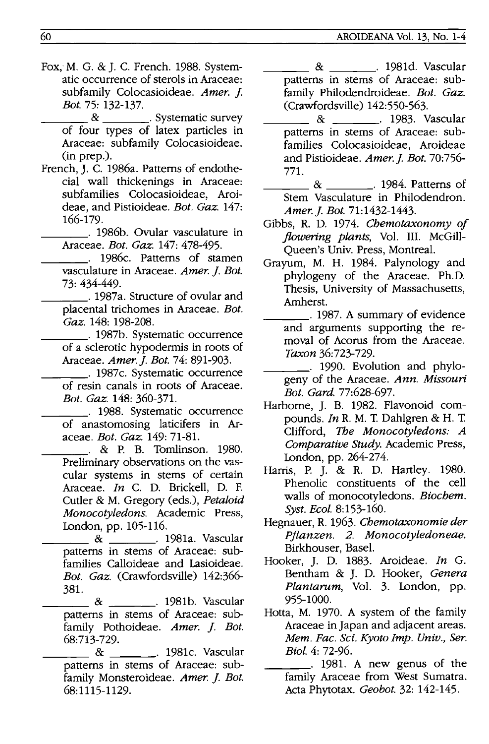Fox, M. G. & J. C. French. 1988. Systematic occurrence of sterols in Araceae: subfamily Colocasioideae. *Amer. J. Bot.* 75: 132-137.

________ & ________. Systematic survey of four types of latex particles in Araceae: subfamily Colocasioideae. (in prep.).

French, J. C. 1986a. Patterns of endothecial wall thickenings in Araceae: subfamilies Colocasioideae, Aroideae, and Pistioideae. *Bot. Gaz.* 147: 166-179.

________. 1986b. Ovular vasculature in Araceae. *Bot. Gaz.* 147: 478-495.

________. 1986c. Patterns of stamen vasculature in Araceae. *Amer. J. Bot.* 73: 434-449.

________. 1987a. Structure of ovular and placental trichomes in Araceae. *Bot. Gaz.* 148: 198-208.

________. 1987b. Systematic occurrence of a sclerotic hypodermis in roots of Araceae. *Amer. J. Bot.* 74: 891-903.

________. 1987c. Systematic occurrence of resin canals in roots of Araceae. *Bot. Gaz.* 148: 360-371.

________. 1988. Systematic occurrence of anastomosing laticifers in Araceae. *Bot. Gaz.* 149: 71-81.

________. & P. B. Tomlinson. 1980. Preliminary observations on the vascular systems in stems of certain Araceae. *In* C. D. Brickell, D. F. Cutler & M. Gregory (eds.), *Petaloid Monocotyledons.* Academic Press, London, pp. 105-116.

________ & ________. 1981a. Vascular patterns in stems of Araceae: subfamilies Calloideae and Lasioideae. *Bot. Gaz.* (Crawfordsville) 142:366-381.

________ & ________. 1981b. Vascular patterns in stems of Araceae: subfamily Pothoideae. *Amer. J. Bot.* 68:713-729.

________ & ________. 1981c. Vascular patterns in stems of Araceae: subfamily Monsteroideae. *Amer. J. Bot.* 68:1115-1129.

________ & ________. 1981d. Vascular patterns in stems of Araceae: subfamily Philodendroideae. *Bot. Gaz.* (Crawfordsville) 142:550-563.

________ & ________. 1983. Vascular patterns in stems of Araceae: subfamilies Colocasioideae, Aroideae and Pistioideae. *Amer. J. Bot.* 70:756-771.

________ & ________. 1984. Patterns of Stem Vasculature in Philodendron. *Amer. J. Bot.* 71:1432-1443.

Gibbs, R. D. 1974. *Chemotaxonomy of flowering plants,* Vol. III. McGill-Queen's Univ. Press, Montreal.

Grayum, M. H. 1984. Palynology and phylogeny of the Araceae. Ph.D. Thesis, University of Massachusetts, Amherst.

________. 1987. A summary of evidence and arguments supporting the removal of Acorus from the Araceae. *Taxon* 36:723-729.

________. 1990. Evolution and phylogeny of the Araceae. *Ann. Missouri Bot. Gard.* 77:628-697.

Harborne, J. B. 1982. Flavonoid compounds. *In* R. M. T. Dahlgren & H. T. Clifford, *The Monocotyledons: A Comparative Study.* Academic Press, London, pp. 264-274.

Harris, P. J. & R. D. Hartley. 1980. Phenolic constituents of the cell walls of monocotyledons. *Biochem. Syst. Ecol.* 8:153-160.

Hegnauer, R. 1963. *Chemotaxonomie der Pflanzen. 2. Monocotyledoneae.* Birkhouser, Basel.

Hooker, J. D. 1883. Aroideae. *In* G. Bentham & J. D. Hooker, *Genera Plantarum,* Vol. 3. London, pp. 955-1000.

Hotta, M. 1970. A system of the family Araceae in Japan and adjacent areas. *Mem. Fac. Sci. Kyoto Imp. Univ., Ser. Biol.* 4: 72-96.

________. 1981. A new genus of the family Araceae from West Sumatra. Acta Phytotax. *Geobot.* 32: 142-145.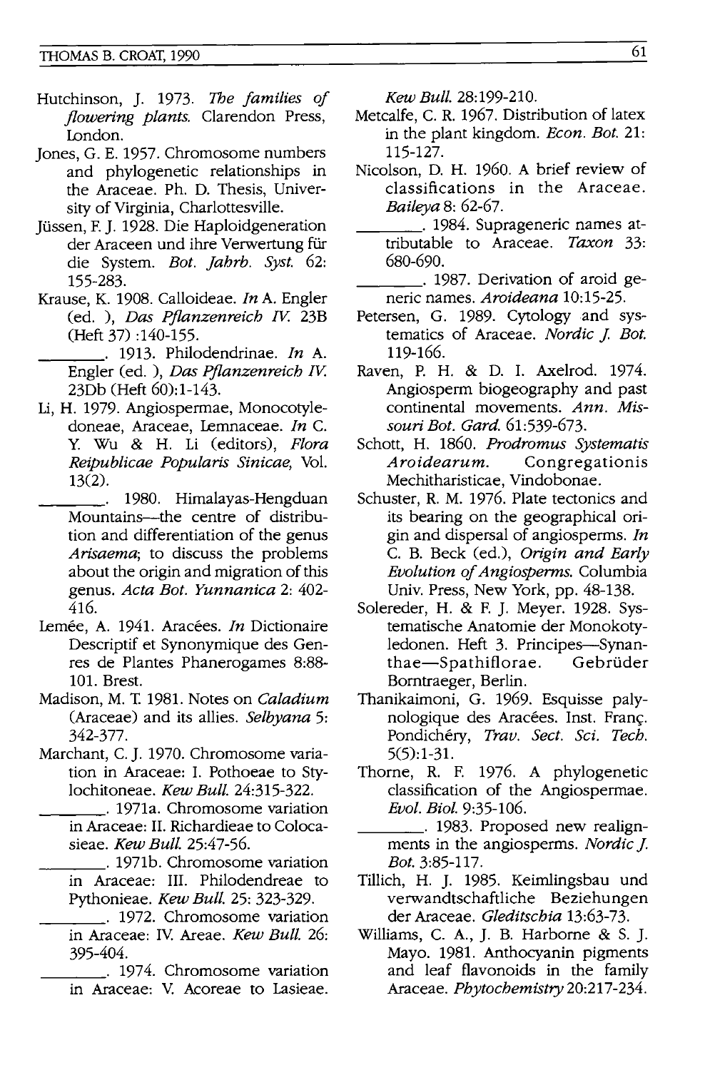Hutchinson, J. 1973. *The families of flowering plants.* Clarendon Press, London.

Jones, G. E. 1957. Chromosome numbers and phylogenetic relationships in the Araceae. Ph. D. Thesis, University of Virginia, Charlottesville.

Jüssen, F. J. 1928. Die Haploidgeneration der Araceen und ihre Verwertung für die System. *Bot. Jahrb. Syst.* 62: 155-283.

Krause, K. 1908. Calloideae. *In* A. Engler (ed. ), *Das Pflanzenreich IV.* 23B (Heft 37) :140-155.

________. 1913. Philodendrinae. *In* A. Engler (ed. ), *Das Pflanzenreich IV.* 23Db (Heft 60):1-143.

Li, H. 1979. Angiospermae, Monocotyledoneae, Araceae, Lemnaceae. *In* C. Y. Wu & H. Li (editors), *Flora Reipublicae Popularis Sinicae,* Vol. 13(2).

________. 1980. Himalayas-Hengduan Mountains—the centre of distribution and differentiation of the genus *Arisaema*; to discuss the problems about the origin and migration of this genus. *Acta Bot. Yunnanica* 2: 402-416.

Lemée, A. 1941. Aracées. *In* Dictionaire Descriptif et Synonymique des Genres de Plantes Phanerogames 8:88-101. Brest.

Madison, M. T. 1981. Notes on *Caladium* (Araceae) and its allies. *Selbyana* 5: 342-377.

Marchant, C. J. 1970. Chromosome variation in Araceae: I. Pothoeae to Stylochitoneae. *Kew Bull.* 24:315-322.

________. 1971a. Chromosome variation in Araceae: II. Richardieae to Colocasieae. *Kew Bull.* 25:47-56.

________. 1971b. Chromosome variation in Araceae: III. Philodendreae to Pythonieae. *Kew Bull.* 25: 323-329.

________. 1972. Chromosome variation in Araceae: IV. Areae. *Kew Bull.* 26: 395-404.

________. 1974. Chromosome variation in Araceae: V. Acoreae to Lasieae. *Kew Bull.* 28:199-210.

Metcalfe, C. R. 1967. Distribution of latex in the plant kingdom. *Econ. Bot.* 21: 115-127.

Nicolson, D. H. 1960. A brief review of classifications in the Araceae. *Baileya* 8: 62-67.

________. 1984. Suprageneric names attributable to Araceae. *Taxon* 33: 680-690.

________. 1987. Derivation of aroid generic names. *Aroideana* 10:15-25.

Petersen, G. 1989. Cytology and systematics of Araceae. *Nordic J. Bot.* 119-166.

Raven, P. H. & D. I. Axelrod. 1974. Angiosperm biogeography and past continental movements. *Ann. Missouri Bot. Gard.* 61:539-673.

Schott, H. 1860. *Prodromus Systematis Aroidearum.* Congregationis Mechitharisticae, Vindobonae.

Schuster, R. M. 1976. Plate tectonics and its bearing on the geographical origin and dispersal of angiosperms. *In* C. B. Beck (ed.), *Origin and Early Evolution of Angiosperms.* Columbia Univ. Press, New York, pp. 48-138.

Solereder, H. & F. J. Meyer. 1928. Systematische Anatomie der Monokotyledonen. Heft 3. Principes—Synanthae—Spathiflorae. Gebrüder Borntraeger, Berlin.

Thanikaimoni, G. 1969. Esquisse palynologique des Aracées. Inst. Franç. Pondichéry, *Trav. Sect. Sci. Tech.* 5(5):1-31.

Thorne, R. F. 1976. A phylogenetic classification of the Angiospermae. *Evol. Biol.* 9:35-106.

________. 1983. Proposed new realignments in the angiosperms. *Nordic J. Bot.* 3:85-117.

Tillich, H. J. 1985. Keimlingsbau und verwandtschaftliche Beziehungen der Araceae. *Gleditschia* 13:63-73.

Williams, C. A., J. B. Harborne & S. J. Mayo. 1981. Anthocyanin pigments and leaf flavonoids in the family Araceae. *Phytochemistry* 20:217-234.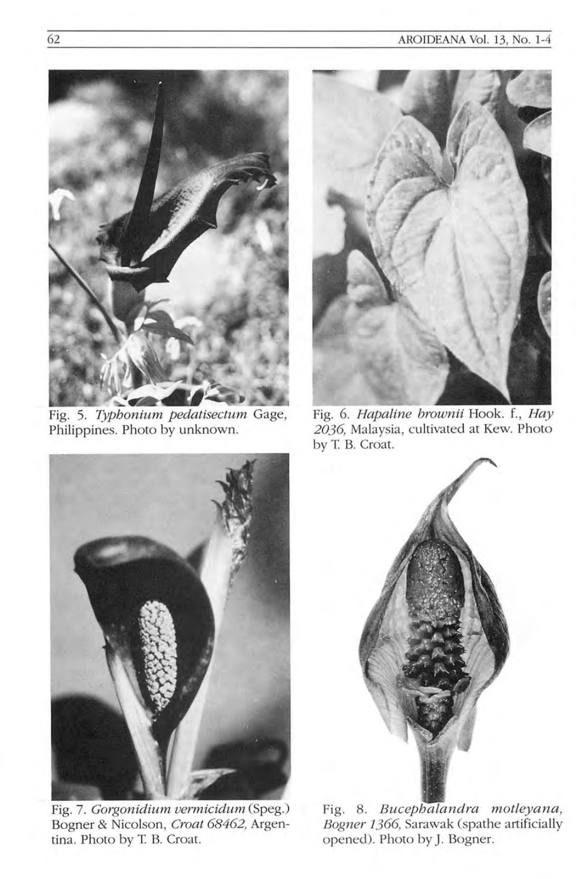Fig. 5. *Typhonium pedatisectum* Gage, Philippines. Photo by unknown.

Fig. 6. *Hapaline brownii* Hook. f., *Hay 2036*, Malaysia, cultivated at Kew. Photo by T. B. Croat.

Fig. 7. *Gorgonidium vermicidum* (Speg.) Bogner & Nicolson, *Croat 68462*, Argentina. Photo by T. B. Croat.

Fig. 8. *Bucephalandra motleyana*, *Bogner 1366*, Sarawak (spathe artificially opened). Photo by J. Bogner.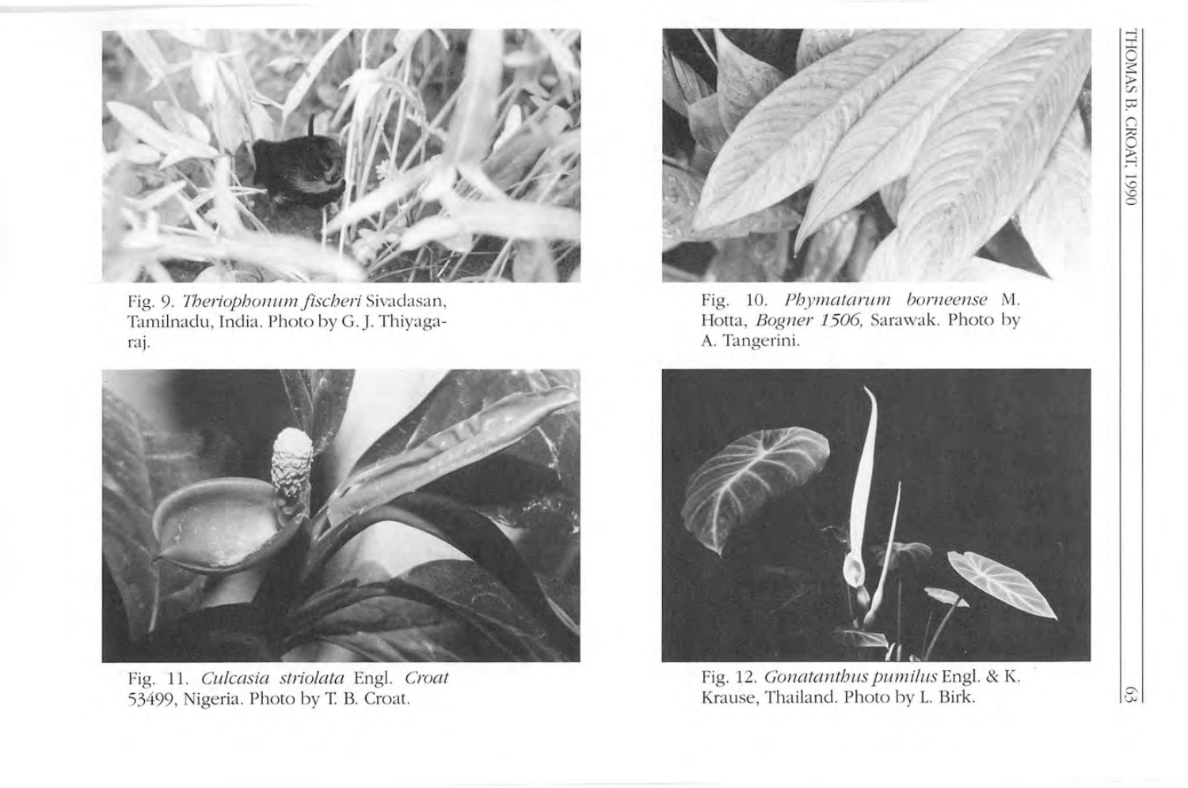Fig. 9. *Theriophonum fischeri* Sivadasan, Tamilnadu, India. Photo by G. J. Thiyagaraj.

Fig. 10. *Phymatarum borneense* M. Hotta, *Bogner 1506*, Sarawak. Photo by A. Tangerini.

Fig. 11. *Culcasia striolata* Engl. *Croat 53499*, Nigeria. Photo by T. B. Croat.

Fig. 12. *Gonatanthus pumilus* Engl. & K. Krause, Thailand. Photo by L. Birk.